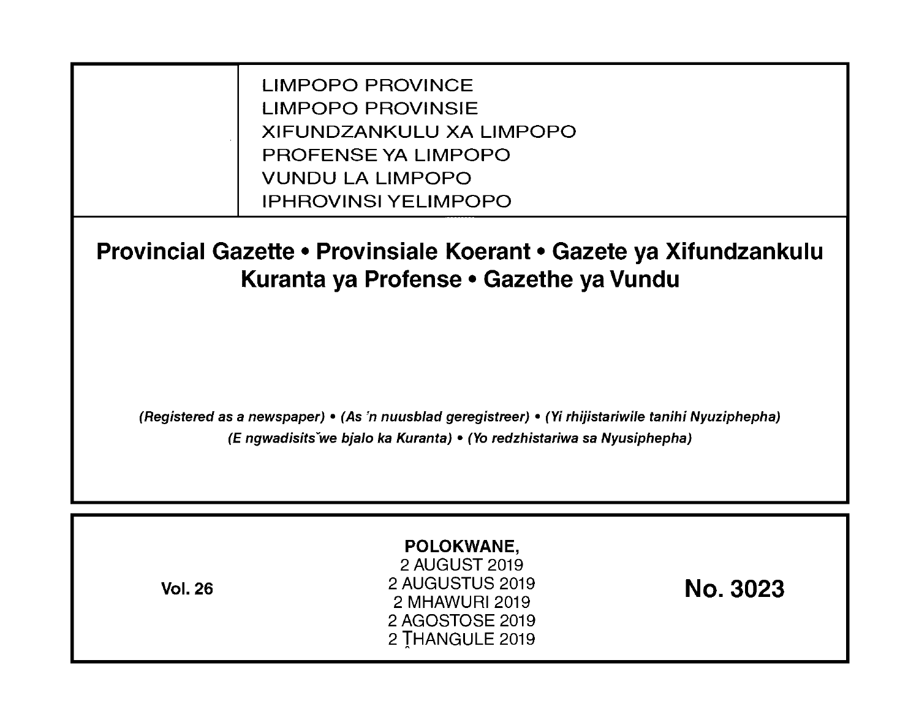LIMPOPO PROVINCE
LIMPOPO PROVINSIE
XIFUNDZANKULU XA LIMPOPO
PROFENSE YA LIMPOPO
VUNDU LA LIMPOPO
IPHROVINSI YELIMPOPO

# Provincial Gazette • Provinsiale Koerant • Gazete ya Xifundzankulu Kuranta ya Profense • Gazethe ya Vundu

*(Registered as a newspaper) • (As 'n nuusblad geregistreer) • (Yi rhijistariwile tanihi Nyuziphepha) (E ngwadisitšwe bjalo ka Kuranta) • (Yo redzhistariwa sa Nyusiphepha)*

**Vol. 26**

**POLOKWANE,**
2 AUGUST 2019
2 AUGUSTUS 2019
2 MHAWURI 2019
2 AGOSTOSE 2019
2 ṰHANGULE 2019

**No. 3023**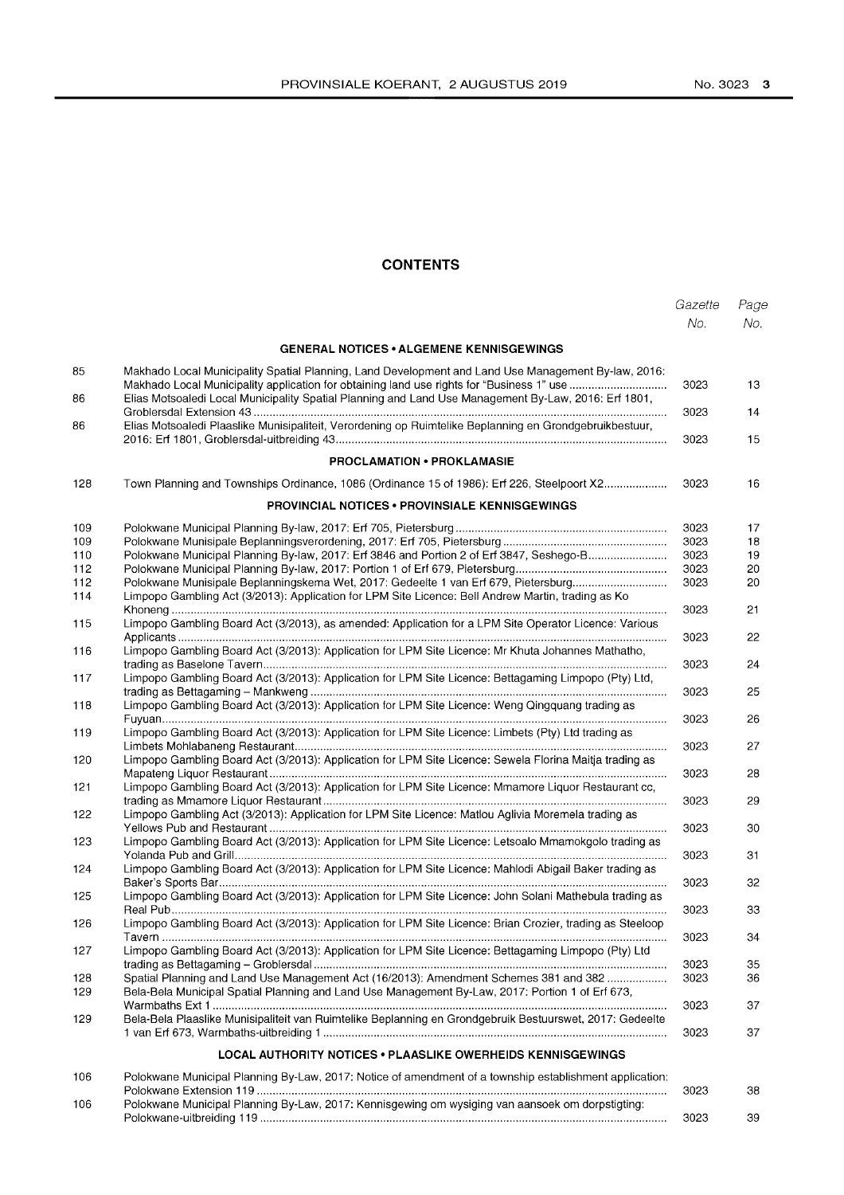## CONTENTS

| | | Gazette No. | Page No. |
|---|---|---|---|
| | **GENERAL NOTICES • ALGEMENE KENNISGEWINGS** | | |
| 85 | Makhado Local Municipality Spatial Planning, Land Development and Land Use Management By-law, 2016: Makhado Local Municipality application for obtaining land use rights for "Business 1" use | 3023 | 13 |
| 86 | Elias Motsoaledi Local Municipality Spatial Planning and Land Use Management By-Law, 2016: Erf 1801, Groblersdal Extension 43 | 3023 | 14 |
| 86 | Elias Motsoaledi Plaaslike Munisipaliteit, Verordening op Ruimtelike Beplanning en Grondgebruikbestuur, 2016: Erf 1801, Groblersdal-uitbreiding 43 | 3023 | 15 |
| | **PROCLAMATION • PROKLAMASIE** | | |
| 128 | Town Planning and Townships Ordinance, 1086 (Ordinance 15 of 1986): Erf 226, Steelpoort X2 | 3023 | 16 |
| | **PROVINCIAL NOTICES • PROVINSIALE KENNISGEWINGS** | | |
| 109 | Polokwane Municipal Planning By-law, 2017: Erf 705, Pietersburg | 3023 | 17 |
| 109 | Polokwane Munisipale Beplanningsverordening, 2017: Erf 705, Pietersburg | 3023 | 18 |
| 110 | Polokwane Municipal Planning By-law, 2017: Erf 3846 and Portion 2 of Erf 3847, Seshego-B | 3023 | 19 |
| 112 | Polokwane Municipal Planning By-law, 2017: Portion 1 of Erf 679, Pietersburg | 3023 | 20 |
| 112 | Polokwane Munisipale Beplanningskema Wet, 2017: Gedeelte 1 van Erf 679, Pietersburg | 3023 | 20 |
| 114 | Limpopo Gambling Act (3/2013): Application for LPM Site Licence: Bell Andrew Martin, trading as Ko Khoneng | 3023 | 21 |
| 115 | Limpopo Gambling Board Act (3/2013), as amended: Application for a LPM Site Operator Licence: Various Applicants | 3023 | 22 |
| 116 | Limpopo Gambling Board Act (3/2013): Application for LPM Site Licence: Mr Khuta Johannes Mathatho, trading as Baselone Tavern | 3023 | 24 |
| 117 | Limpopo Gambling Board Act (3/2013): Application for LPM Site Licence: Bettagaming Limpopo (Pty) Ltd, trading as Bettagaming – Mankweng | 3023 | 25 |
| 118 | Limpopo Gambling Board Act (3/2013): Application for LPM Site Licence: Weng Qingquang trading as Fuyuan | 3023 | 26 |
| 119 | Limpopo Gambling Board Act (3/2013): Application for LPM Site Licence: Limbets (Pty) Ltd trading as Limbets Mohlabaneng Restaurant | 3023 | 27 |
| 120 | Limpopo Gambling Board Act (3/2013): Application for LPM Site Licence: Sewela Florina Maitja trading as Mapateng Liquor Restaurant | 3023 | 28 |
| 121 | Limpopo Gambling Board Act (3/2013): Application for LPM Site Licence: Mmamore Liquor Restaurant cc, trading as Mmamore Liquor Restaurant | 3023 | 29 |
| 122 | Limpopo Gambling Act (3/2013): Application for LPM Site Licence: Matlou Aglivia Moremela trading as Yellows Pub and Restaurant | 3023 | 30 |
| 123 | Limpopo Gambling Board Act (3/2013): Application for LPM Site Licence: Letsoalo Mmamokgolo trading as Yolanda Pub and Grill | 3023 | 31 |
| 124 | Limpopo Gambling Board Act (3/2013): Application for LPM Site Licence: Mahlodi Abigail Baker trading as Baker's Sports Bar | 3023 | 32 |
| 125 | Limpopo Gambling Board Act (3/2013): Application for LPM Site Licence: John Solani Mathebula trading as Real Pub | 3023 | 33 |
| 126 | Limpopo Gambling Board Act (3/2013): Application for LPM Site Licence: Brian Crozier, trading as Steeloop Tavern | 3023 | 34 |
| 127 | Limpopo Gambling Board Act (3/2013): Application for LPM Site Licence: Bettagaming Limpopo (Pty) Ltd trading as Bettagaming – Groblersdal | 3023 | 35 |
| 128 | Spatial Planning and Land Use Management Act (16/2013): Amendment Schemes 381 and 382 | 3023 | 36 |
| 129 | Bela-Bela Municipal Spatial Planning and Land Use Management By-Law, 2017: Portion 1 of Erf 673, Warmbaths Ext 1 | 3023 | 37 |
| 129 | Bela-Bela Plaaslike Munisipaliteit van Ruimtelike Beplanning en Grondgebruik Bestuurswet, 2017: Gedeelte 1 van Erf 673, Warmbaths-uitbreiding 1 | 3023 | 37 |
| | **LOCAL AUTHORITY NOTICES • PLAASLIKE OWERHEIDS KENNISGEWINGS** | | |
| 106 | Polokwane Municipal Planning By-Law, 2017: Notice of amendment of a township establishment application: Polokwane Extension 119 | 3023 | 38 |
| 106 | Polokwane Municipal Planning By-Law, 2017: Kennisgewing om wysiging van aansoek om dorpstigting: Polokwane-uitbreiding 119 | 3023 | 39 |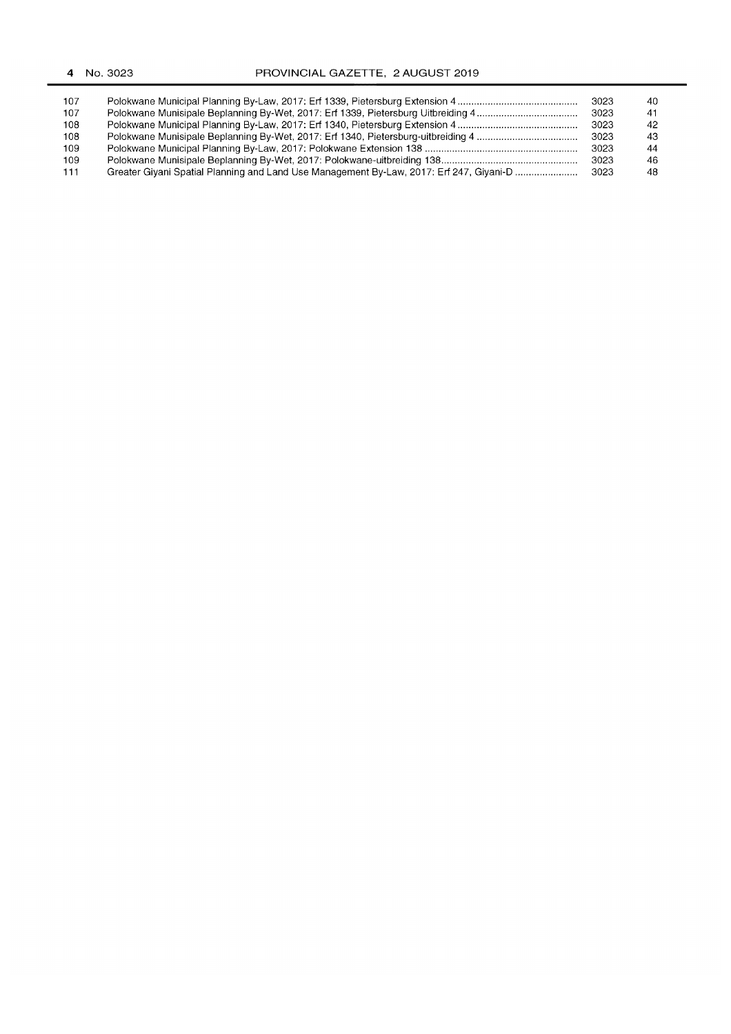| | | | |
|---|---|---|---|
| 107 | Polokwane Municipal Planning By-Law, 2017: Erf 1339, Pietersburg Extension 4 | 3023 | 40 |
| 107 | Polokwane Munisipale Beplanning By-Wet, 2017: Erf 1339, Pietersburg Uitbreiding 4 | 3023 | 41 |
| 108 | Polokwane Municipal Planning By-Law, 2017: Erf 1340, Pietersburg Extension 4 | 3023 | 42 |
| 108 | Polokwane Munisipale Beplanning By-Wet, 2017: Erf 1340, Pietersburg-uitbreiding 4 | 3023 | 43 |
| 109 | Polokwane Municipal Planning By-Law, 2017: Polokwane Extension 138 | 3023 | 44 |
| 109 | Polokwane Munisipale Beplanning By-Wet, 2017: Polokwane-uitbreiding 138 | 3023 | 46 |
| 111 | Greater Giyani Spatial Planning and Land Use Management By-Law, 2017: Erf 247, Giyani-D | 3023 | 48 |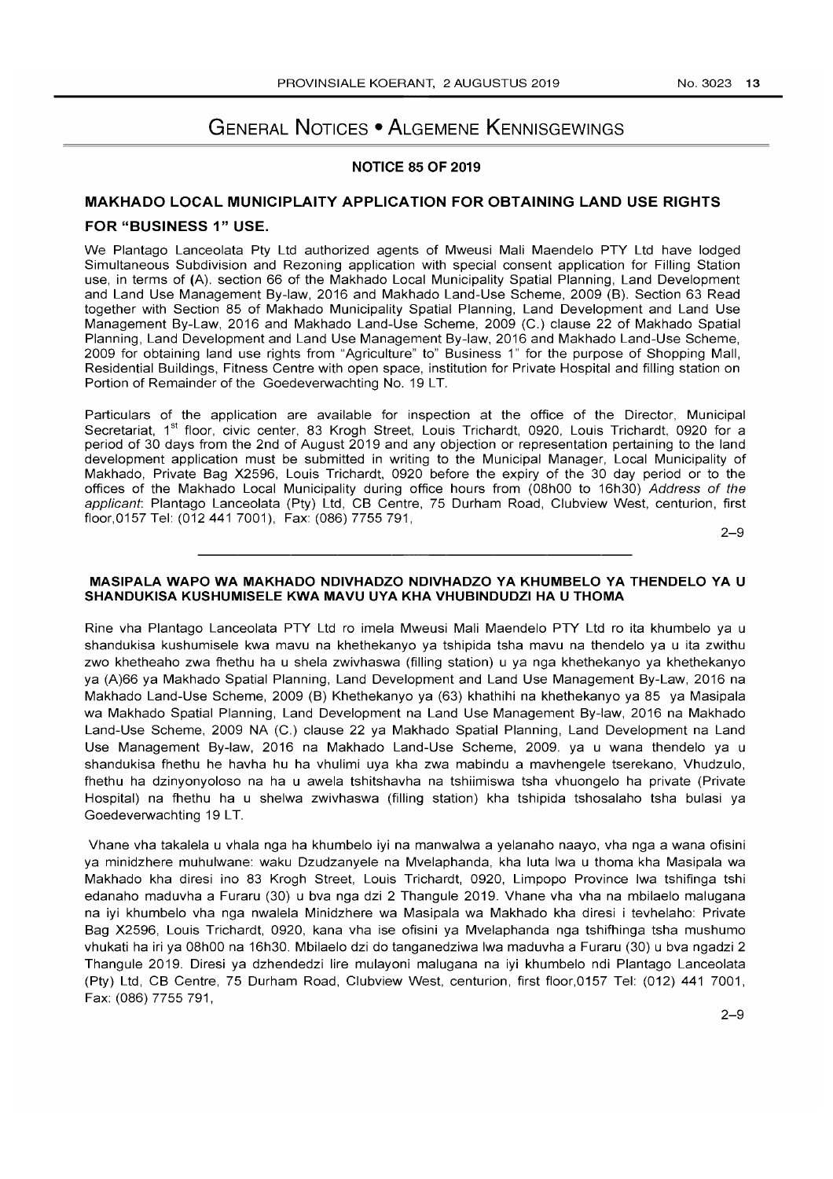# GENERAL NOTICES • ALGEMENE KENNISGEWINGS

### NOTICE 85 OF 2019

## MAKHADO LOCAL MUNICIPLAITY APPLICATION FOR OBTAINING LAND USE RIGHTS FOR "BUSINESS 1" USE.

We Plantago Lanceolata Pty Ltd authorized agents of Mweusi Mali Maendelo PTY Ltd have lodged Simultaneous Subdivision and Rezoning application with special consent application for Filling Station use, in terms of (A). section 66 of the Makhado Local Municipality Spatial Planning, Land Development and Land Use Management By-law, 2016 and Makhado Land-Use Scheme, 2009 (B). Section 63 Read together with Section 85 of Makhado Municipality Spatial Planning, Land Development and Land Use Management By-Law, 2016 and Makhado Land-Use Scheme, 2009 (C.) clause 22 of Makhado Spatial Planning, Land Development and Land Use Management By-law, 2016 and Makhado Land-Use Scheme, 2009 for obtaining land use rights from "Agriculture" to" Business 1" for the purpose of Shopping Mall, Residential Buildings, Fitness Centre with open space, institution for Private Hospital and filling station on Portion of Remainder of the Goedeverwachting No. 19 LT.

Particulars of the application are available for inspection at the office of the Director, Municipal Secretariat, 1st floor, civic center, 83 Krogh Street, Louis Trichardt, 0920, Louis Trichardt, 0920 for a period of 30 days from the 2nd of August 2019 and any objection or representation pertaining to the land development application must be submitted in writing to the Municipal Manager, Local Municipality of Makhado, Private Bag X2596, Louis Trichardt, 0920 before the expiry of the 30 day period or to the offices of the Makhado Local Municipality during office hours from (08h00 to 16h30) *Address of the applicant*: Plantago Lanceolata (Pty) Ltd, CB Centre, 75 Durham Road, Clubview West, centurion, first floor,0157 Tel: (012 441 7001), Fax: (086) 7755 791,

2–9

---

### MASIPALA WAPO WA MAKHADO NDIVHADZO NDIVHADZO YA KHUMBELO YA THENDELO YA U SHANDUKISA KUSHUMISELE KWA MAVU UYA KHA VHUBINDUDZI HA U THOMA

Rine vha Plantago Lanceolata PTY Ltd ro imela Mweusi Mali Maendelo PTY Ltd ro ita khumbelo ya u shandukisa kushumisele kwa mavu na khethekanyo ya tshipida tsha mavu na thendelo ya u ita zwithu zwo khetheaho zwa fhethu ha u shela zwivhaswa (filling station) u ya nga khethekanyo ya khethekanyo ya (A)66 ya Makhado Spatial Planning, Land Development and Land Use Management By-Law, 2016 na Makhado Land-Use Scheme, 2009 (B) Khethekanyo ya (63) khathihi na khethekanyo ya 85 ya Masipala wa Makhado Spatial Planning, Land Development na Land Use Management By-law, 2016 na Makhado Land-Use Scheme, 2009 NA (C.) clause 22 ya Makhado Spatial Planning, Land Development na Land Use Management By-law, 2016 na Makhado Land-Use Scheme, 2009. ya u wana thendelo ya u shandukisa fhethu he havha hu ha vhulimi uya kha zwa mabindu a mavhengele tserekano, Vhudzulo, fhethu ha dzinyonyoloso na ha u awela tshitshavha na tshiimiswa tsha vhuongelo ha private (Private Hospital) na fhethu ha u shelwa zwivhaswa (filling station) kha tshipida tshosalaho tsha bulasi ya Goedeverwachting 19 LT.

Vhane vha takalela u vhala nga ha khumbelo iyi na manwalwa a yelanaho naayo, vha nga a wana ofisini ya minidzhere muhulwane: waku Dzudzanyele na Mvelaphanda, kha luta lwa u thoma kha Masipala wa Makhado kha diresi ino 83 Krogh Street, Louis Trichardt, 0920, Limpopo Province lwa tshifinga tshi edanaho maduvha a Furaru (30) u bva nga dzi 2 Thangule 2019. Vhane vha vha na mbilaelo malugana na iyi khumbelo vha nga nwalela Minidzhere wa Masipala wa Makhado kha diresi i tevhelaho: Private Bag X2596, Louis Trichardt, 0920, kana vha ise ofisini ya Mvelaphanda nga tshifhinga tsha mushumo vhukati ha iri ya 08h00 na 16h30. Mbilaelo dzi do tanganedziwa lwa maduvha a Furaru (30) u bva ngadzi 2 Thangule 2019. Diresi ya dzhendedzi lire mulayoni malugana na iyi khumbelo ndi Plantago Lanceolata (Pty) Ltd, CB Centre, 75 Durham Road, Clubview West, centurion, first floor,0157 Tel: (012) 441 7001, Fax: (086) 7755 791,

2–9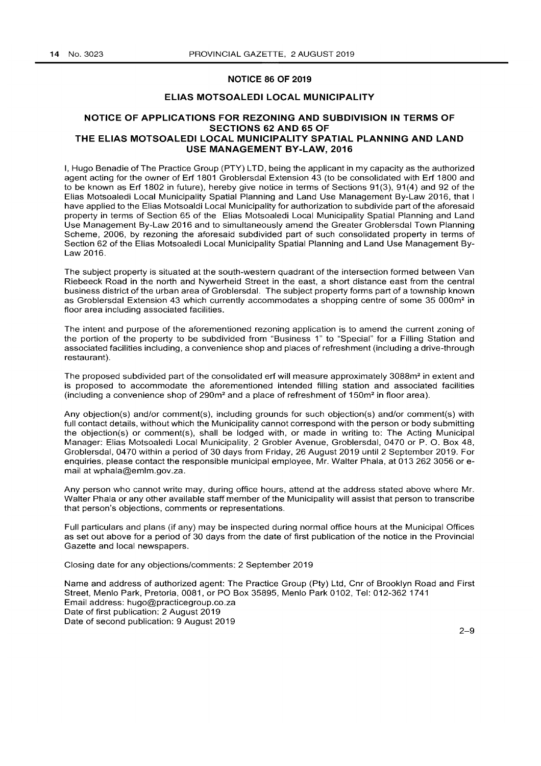## NOTICE 86 OF 2019

### ELIAS MOTSOALEDI LOCAL MUNICIPALITY

### NOTICE OF APPLICATIONS FOR REZONING AND SUBDIVISION IN TERMS OF SECTIONS 62 AND 65 OF THE ELIAS MOTSOALEDI LOCAL MUNICIPALITY SPATIAL PLANNING AND LAND USE MANAGEMENT BY-LAW, 2016

I, Hugo Benadie of The Practice Group (PTY) LTD, being the applicant in my capacity as the authorized agent acting for the owner of Erf 1801 Groblersdal Extension 43 (to be consolidated with Erf 1800 and to be known as Erf 1802 in future), hereby give notice in terms of Sections 91(3), 91(4) and 92 of the Elias Motsoaledi Local Municipality Spatial Planning and Land Use Management By-Law 2016, that I have applied to the Elias Motsoaldi Local Municipality for authorization to subdivide part of the aforesaid property in terms of Section 65 of the Elias Motsoaledi Local Municipality Spatial Planning and Land Use Management By-Law 2016 and to simultaneously amend the Greater Groblersdal Town Planning Scheme, 2006, by rezoning the aforesaid subdivided part of such consolidated property in terms of Section 62 of the Elias Motsoaledi Local Municipality Spatial Planning and Land Use Management By-Law 2016.

The subject property is situated at the south-western quadrant of the intersection formed between Van Riebeeck Road in the north and Nywerheid Street in the east, a short distance east from the central business district of the urban area of Groblersdal. The subject property forms part of a township known as Groblersdal Extension 43 which currently accommodates a shopping centre of some 35 000m² in floor area including associated facilities.

The intent and purpose of the aforementioned rezoning application is to amend the current zoning of the portion of the property to be subdivided from "Business 1" to "Special" for a Filling Station and associated facilities including, a convenience shop and places of refreshment (including a drive-through restaurant).

The proposed subdivided part of the consolidated erf will measure approximately 3088m² in extent and is proposed to accommodate the aforementioned intended filling station and associated facilities (including a convenience shop of 290m² and a place of refreshment of 150m² in floor area).

Any objection(s) and/or comment(s), including grounds for such objection(s) and/or comment(s) with full contact details, without which the Municipality cannot correspond with the person or body submitting the objection(s) or comment(s), shall be lodged with, or made in writing to: The Acting Municipal Manager: Elias Motsoaledi Local Municipality, 2 Grobler Avenue, Groblersdal, 0470 or P. O. Box 48, Groblersdal, 0470 within a period of 30 days from Friday, 26 August 2019 until 2 September 2019. For enquiries, please contact the responsible municipal employee, Mr. Walter Phala, at 013 262 3056 or e-mail at wphala@emlm.gov.za.

Any person who cannot write may, during office hours, attend at the address stated above where Mr. Walter Phala or any other available staff member of the Municipality will assist that person to transcribe that person's objections, comments or representations.

Full particulars and plans (if any) may be inspected during normal office hours at the Municipal Offices as set out above for a period of 30 days from the date of first publication of the notice in the Provincial Gazette and local newspapers.

Closing date for any objections/comments: 2 September 2019

Name and address of authorized agent: The Practice Group (Pty) Ltd, Cnr of Brooklyn Road and First Street, Menlo Park, Pretoria, 0081, or PO Box 35895, Menlo Park 0102, Tel: 012-362 1741
Email address: hugo@practicegroup.co.za
Date of first publication: 2 August 2019
Date of second publication: 9 August 2019

2–9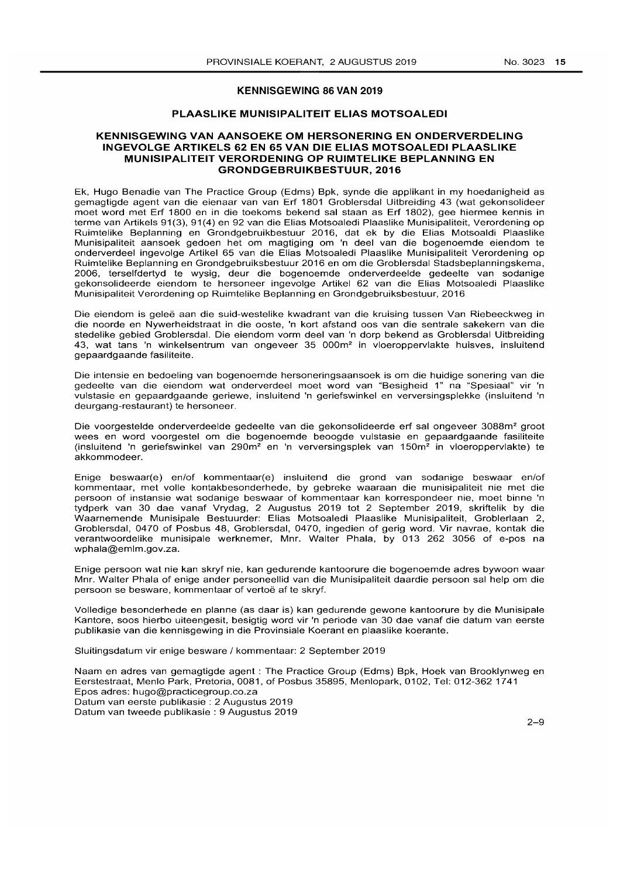## KENNISGEWING 86 VAN 2019

## PLAASLIKE MUNISIPALITEIT ELIAS MOTSOALEDI

### KENNISGEWING VAN AANSOEKE OM HERSONERING EN ONDERVERDELING INGEVOLGE ARTIKELS 62 EN 65 VAN DIE ELIAS MOTSOALEDI PLAASLIKE MUNISIPALITEIT VERORDENING OP RUIMTELIKE BEPLANNING EN GRONDGEBRUIKBESTUUR, 2016

Ek, Hugo Benadie van The Practice Group (Edms) Bpk, synde die applikant in my hoedanigheid as gemagtigde agent van die eienaar van van Erf 1801 Groblersdal Uitbreiding 43 (wat gekonsolideer moet word met Erf 1800 en in die toekoms bekend sal staan as Erf 1802), gee hiermee kennis in terme van Artikels 91(3), 91(4) en 92 van die Elias Motsoaledi Plaaslike Munisipaliteit, Verordening op Ruimtelike Beplanning en Grondgebruikbestuur 2016, dat ek by die Elias Motsoaldi Plaaslike Munisipaliteit aansoek gedoen het om magtiging om 'n deel van die bogenoemde eiendom te onderverdeel ingevolge Artikel 65 van die Elias Motsoaledi Plaaslike Munisipaliteit Verordening op Ruimtelike Beplanning en Grondgebruiksbestuur 2016 en om die Groblersdal Stadsbeplanningskema, 2006, terselfdertyd te wysig, deur die bogenoemde onderverdeelde gedeelte van sodanige gekonsolideerde eiendom te hersoneer ingevolge Artikel 62 van die Elias Motsoaledi Plaaslike Munisipaliteit Verordening op Ruimtelike Beplanning en Grondgebruiksbestuur, 2016

Die eiendom is geleë aan die suid-westelike kwadrant van die kruising tussen Van Riebeeckweg in die noorde en Nywerheidstraat in die ooste, 'n kort afstand oos van die sentrale sakekern van die stedelike gebied Groblersdal. Die eiendom vorm deel van 'n dorp bekend as Groblersdal Uitbreiding 43, wat tans 'n winkelsentrum van ongeveer 35 000m² in vloeroppervlakte huisves, insluitend gepaardgaande fasiliteite.

Die intensie en bedoeling van bogenoemde hersoneringsaansoek is om die huidige sonering van die gedeelte van die eiendom wat onderverdeel moet word van "Besigheid 1" na "Spesiaal" vir 'n vulstasie en gepaardgaande geriewe, insluitend 'n geriefswinkel en verversingsplekke (insluitend 'n deurgang-restaurant) te hersoneer.

Die voorgestelde onderverdeelde gedeelte van die gekonsolideerde erf sal ongeveer 3088m² groot wees en word voorgestel om die bogenoemde beoogde vulstasie en gepaardgaande fasiliteite (insluitend 'n geriefswinkel van 290m² en 'n verversingsplek van 150m² in vloeroppervlakte) te akkommodeer.

Enige beswaar(e) en/of kommentaar(e) insluitend die grond van sodanige beswaar en/of kommentaar, met volle kontakbesonderhede, by gebreke waaraan die munisipaliteit nie met die persoon of instansie wat sodanige beswaar of kommentaar kan korrespondeer nie, moet binne 'n tydperk van 30 dae vanaf Vrydag, 2 Augustus 2019 tot 2 September 2019, skriftelik by die Waarnemende Munisipale Bestuurder: Elias Motsoaledi Plaaslike Munisipaliteit, Groblerlaan 2, Groblersdal, 0470 of Posbus 48, Groblersdal, 0470, ingedien of gerig word. Vir navrae, kontak die verantwoordelike munisipale werknemer, Mnr. Walter Phala, by 013 262 3056 of e-pos na wphala@emlm.gov.za.

Enige persoon wat nie kan skryf nie, kan gedurende kantoorure die bogenoemde adres bywoon waar Mnr. Walter Phala of enige ander personeellid van die Munisipaliteit daardie persoon sal help om die persoon se besware, kommentaar of vertoë af te skryf.

Volledige besonderhede en planne (as daar is) kan gedurende gewone kantoorure by die Munisipale Kantore, soos hierbo uiteengesit, besigtig word vir 'n periode van 30 dae vanaf die datum van eerste publikasie van die kennisgewing in die Provinsiale Koerant en plaaslike koerante.

Sluitingsdatum vir enige besware / kommentaar: 2 September 2019

Naam en adres van gemagtigde agent : The Practice Group (Edms) Bpk, Hoek van Brooklynweg en Eerstestraat, Menlo Park, Pretoria, 0081, of Posbus 35895, Menlopark, 0102, Tel: 012-362 1741
Epos adres: hugo@practicegroup.co.za
Datum van eerste publikasie : 2 Augustus 2019
Datum van tweede publikasie : 9 Augustus 2019

2–9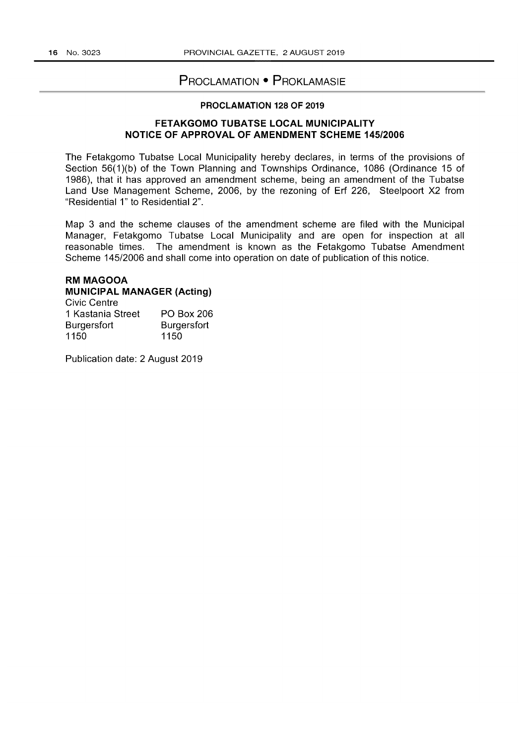## Proclamation • Proklamasie

### PROCLAMATION 128 OF 2019

### FETAKGOMO TUBATSE LOCAL MUNICIPALITY NOTICE OF APPROVAL OF AMENDMENT SCHEME 145/2006

The Fetakgomo Tubatse Local Municipality hereby declares, in terms of the provisions of Section 56(1)(b) of the Town Planning and Townships Ordinance, 1086 (Ordinance 15 of 1986), that it has approved an amendment scheme, being an amendment of the Tubatse Land Use Management Scheme, 2006, by the rezoning of Erf 226, Steelpoort X2 from "Residential 1" to Residential 2".

Map 3 and the scheme clauses of the amendment scheme are filed with the Municipal Manager, Fetakgomo Tubatse Local Municipality and are open for inspection at all reasonable times. The amendment is known as the Fetakgomo Tubatse Amendment Scheme 145/2006 and shall come into operation on date of publication of this notice.

**RM MAGOOA**
**MUNICIPAL MANAGER (Acting)**
Civic Centre

| | |
|---|---|
| 1 Kastania Street | PO Box 206 |
| Burgersfort | Burgersfort |
| 1150 | 1150 |

Publication date: 2 August 2019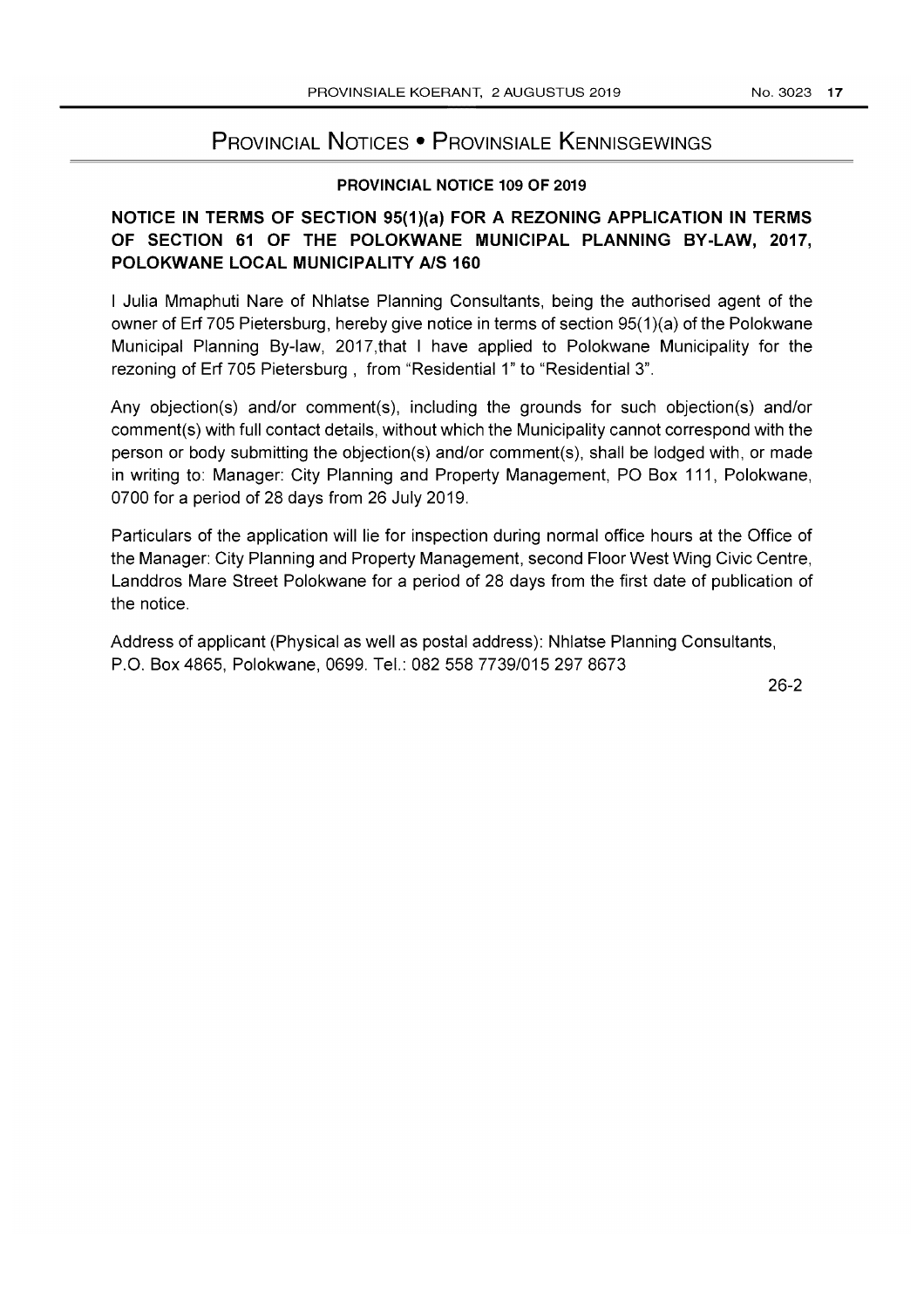# Provincial Notices • Provinsiale Kennisgewings

**PROVINCIAL NOTICE 109 OF 2019**

**NOTICE IN TERMS OF SECTION 95(1)(a) FOR A REZONING APPLICATION IN TERMS OF SECTION 61 OF THE POLOKWANE MUNICIPAL PLANNING BY-LAW, 2017, POLOKWANE LOCAL MUNICIPALITY A/S 160**

I Julia Mmaphuti Nare of Nhlatse Planning Consultants, being the authorised agent of the owner of Erf 705 Pietersburg, hereby give notice in terms of section 95(1)(a) of the Polokwane Municipal Planning By-law, 2017,that I have applied to Polokwane Municipality for the rezoning of Erf 705 Pietersburg , from "Residential 1" to "Residential 3".

Any objection(s) and/or comment(s), including the grounds for such objection(s) and/or comment(s) with full contact details, without which the Municipality cannot correspond with the person or body submitting the objection(s) and/or comment(s), shall be lodged with, or made in writing to: Manager: City Planning and Property Management, PO Box 111, Polokwane, 0700 for a period of 28 days from 26 July 2019.

Particulars of the application will lie for inspection during normal office hours at the Office of the Manager: City Planning and Property Management, second Floor West Wing Civic Centre, Landdros Mare Street Polokwane for a period of 28 days from the first date of publication of the notice.

Address of applicant (Physical as well as postal address): Nhlatse Planning Consultants, P.O. Box 4865, Polokwane, 0699. Tel.: 082 558 7739/015 297 8673

26-2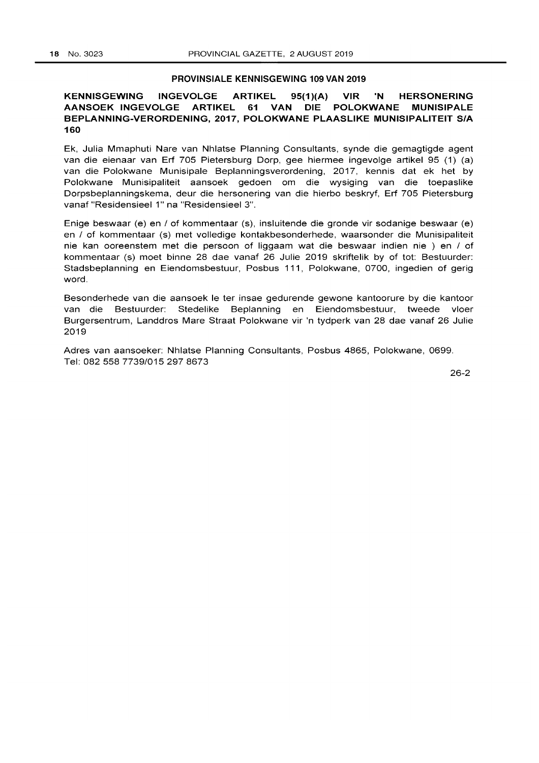## PROVINSIALE KENNISGEWING 109 VAN 2019

**KENNISGEWING INGEVOLGE ARTIKEL 95(1)(A) VIR 'N HERSONERING AANSOEK INGEVOLGE ARTIKEL 61 VAN DIE POLOKWANE MUNISIPALE BEPLANNING-VERORDENING, 2017, POLOKWANE PLAASLIKE MUNISIPALITEIT S/A 160**

Ek, Julia Mmaphuti Nare van Nhlatse Planning Consultants, synde die gemagtigde agent van die eienaar van Erf 705 Pietersburg Dorp, gee hiermee ingevolge artikel 95 (1) (a) van die Polokwane Munisipale Beplanningsverordening, 2017, kennis dat ek het by Polokwane Munisipaliteit aansoek gedoen om die wysiging van die toepaslike Dorpsbeplanningskema, deur die hersonering van die hierbo beskryf, Erf 705 Pietersburg vanaf "Residensieel 1" na "Residensieel 3".

Enige beswaar (e) en / of kommentaar (s), insluitende die gronde vir sodanige beswaar (e) en / of kommentaar (s) met volledige kontakbesonderhede, waarsonder die Munisipaliteit nie kan ooreenstem met die persoon of liggaam wat die beswaar indien nie ) en / of kommentaar (s) moet binne 28 dae vanaf 26 Julie 2019 skriftelik by of tot: Bestuurder: Stadsbeplanning en Eiendomsbestuur, Posbus 111, Polokwane, 0700, ingedien of gerig word.

Besonderhede van die aansoek le ter insae gedurende gewone kantoorure by die kantoor van die Bestuurder: Stedelike Beplanning en Eiendomsbestuur, tweede vloer Burgersentrum, Landdros Mare Straat Polokwane vir 'n tydperk van 28 dae vanaf 26 Julie 2019

Adres van aansoeker: Nhlatse Planning Consultants, Posbus 4865, Polokwane, 0699. Tel: 082 558 7739/015 297 8673

26-2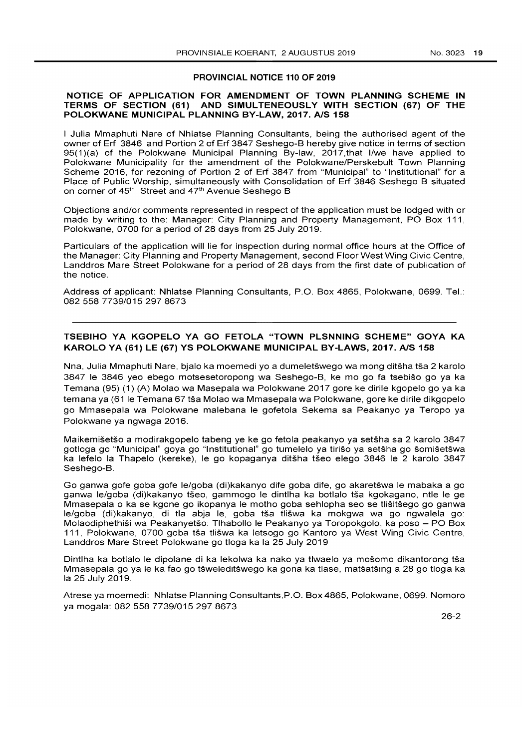## PROVINCIAL NOTICE 110 OF 2019

### NOTICE OF APPLICATION FOR AMENDMENT OF TOWN PLANNING SCHEME IN TERMS OF SECTION (61) AND SIMULTENEOUSLY WITH SECTION (67) OF THE POLOKWANE MUNICIPAL PLANNING BY-LAW, 2017. A/S 158

I Julia Mmaphuti Nare of Nhlatse Planning Consultants, being the authorised agent of the owner of Erf 3846 and Portion 2 of Erf 3847 Seshego-B hereby give notice in terms of section 95(1)(a) of the Polokwane Municipal Planning By-law, 2017,that I/we have applied to Polokwane Municipality for the amendment of the Polokwane/Perskebult Town Planning Scheme 2016, for rezoning of Portion 2 of Erf 3847 from "Municipal" to "Institutional" for a Place of Public Worship, simultaneously with Consolidation of Erf 3846 Seshego B situated on corner of 45th Street and 47th Avenue Seshego B

Objections and/or comments represented in respect of the application must be lodged with or made by writing to the: Manager: City Planning and Property Management, PO Box 111, Polokwane, 0700 for a period of 28 days from 25 July 2019.

Particulars of the application will lie for inspection during normal office hours at the Office of the Manager: City Planning and Property Management, second Floor West Wing Civic Centre, Landdros Mare Street Polokwane for a period of 28 days from the first date of publication of the notice.

Address of applicant: Nhlatse Planning Consultants, P.O. Box 4865, Polokwane, 0699. Tel.: 082 558 7739/015 297 8673

---

### TSEBIHO YA KGOPELO YA GO FETOLA "TOWN PLSNNING SCHEME" GOYA KA KAROLO YA (61) LE (67) YS POLOKWANE MUNICIPAL BY-LAWS, 2017. A/S 158

Nna, Julia Mmaphuti Nare, bjalo ka moemedi yo a dumeletšwego wa mong ditšha tša 2 karolo 3847 le 3846 yeo ebego motsesetoropong wa Seshego-B, ke mo go fa tsebišo go ya ka Temana (95) (1) (A) Molao wa Masepala wa Polokwane 2017 gore ke dirile kgopelo go ya ka temana ya (61 le Temana 67 tša Molao wa Mmasepala wa Polokwane, gore ke dirile dikgopelo go Mmasepala wa Polokwane malebana le gofetola Sekema sa Peakanyo ya Teropo ya Polokwane ya ngwaga 2016.

Maikemišetšo a modirakgopelo tabeng ye ke go fetola peakanyo ya setšha sa 2 karolo 3847 gotloga go "Municipal" goya go "Institutional" go tumelelo ya tirišo ya setšha go šomišetšwa ka lefelo la Thapelo (kereke), le go kopaganya ditšha tšeo elego 3846 le 2 karolo 3847 Seshego-B.

Go ganwa gofe goba gofe le/goba (di)kakanyo dife goba dife, go akaretšwa le mabaka a go ganwa le/goba (di)kakanyo tšeo, gammogo le dintlha ka botlalo tša kgokagano, ntle le ge Mmasepala o ka se kgone go ikopanya le motho goba sehlopha seo se tlišitšego go ganwa le/goba (di)kakanyo, di tla abja le, goba tša tlišwa ka mokgwa wa go ngwalela go: Molaodiphethiši wa Peakanyetšo: Tlhabollo le Peakanyo ya Toropokgolo, ka poso – PO Box 111, Polokwane, 0700 goba tša tlišwa ka letsogo go Kantoro ya West Wing Civic Centre, Landdros Mare Street Polokwane go tloga ka la 25 July 2019

Dintlha ka botlalo le dipolane di ka lekolwa ka nako ya tlwaelo ya mošomo dikantorong tša Mmasepala go ya le ka fao go tšweleditšwego ka gona ka tlase, matšatšing a 28 go tloga ka la 25 July 2019.

Atrese ya moemedi: Nhlatse Planning Consultants,P.O. Box 4865, Polokwane, 0699. Nomoro ya mogala: 082 558 7739/015 297 8673

26-2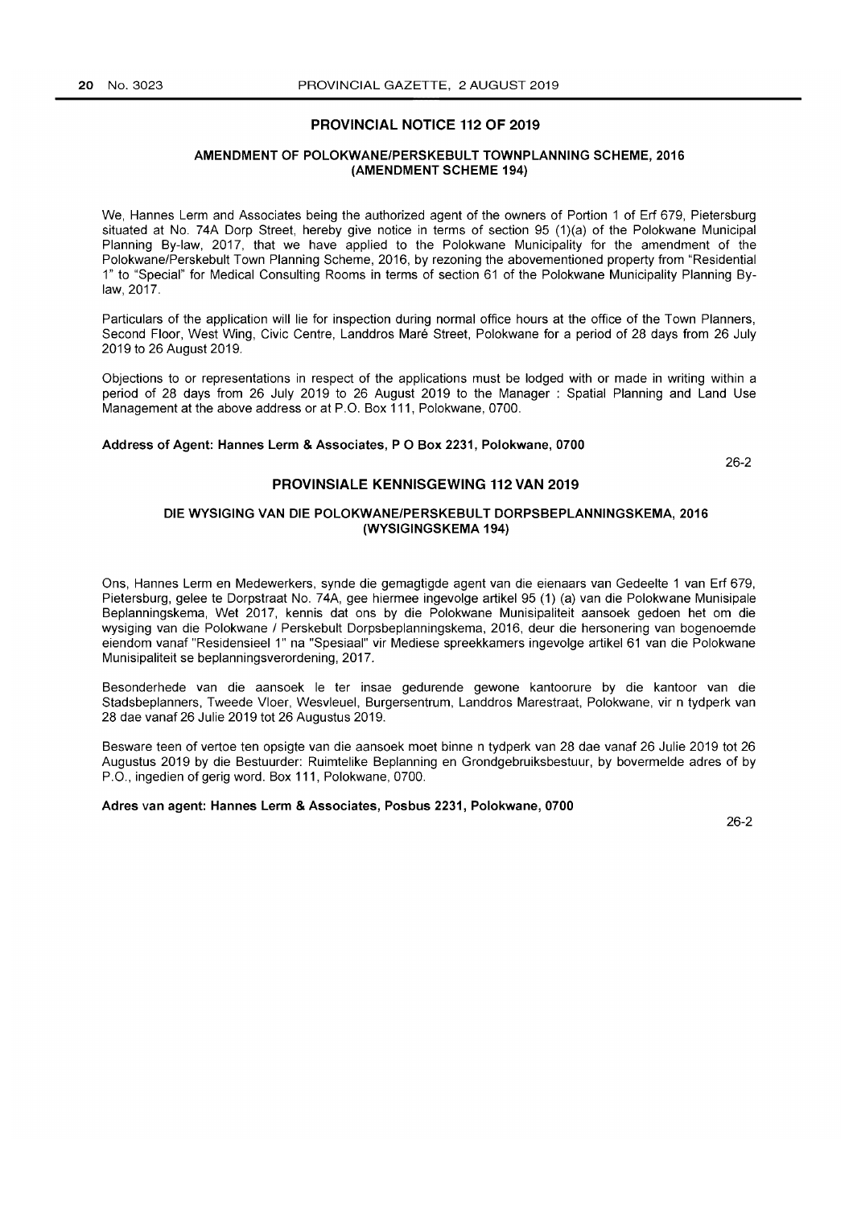## PROVINCIAL NOTICE 112 OF 2019

### AMENDMENT OF POLOKWANE/PERSKEBULT TOWNPLANNING SCHEME, 2016 (AMENDMENT SCHEME 194)

We, Hannes Lerm and Associates being the authorized agent of the owners of Portion 1 of Erf 679, Pietersburg situated at No. 74A Dorp Street, hereby give notice in terms of section 95 (1)(a) of the Polokwane Municipal Planning By-law, 2017, that we have applied to the Polokwane Municipality for the amendment of the Polokwane/Perskebult Town Planning Scheme, 2016, by rezoning the abovementioned property from "Residential 1" to "Special" for Medical Consulting Rooms in terms of section 61 of the Polokwane Municipality Planning By-law, 2017.

Particulars of the application will lie for inspection during normal office hours at the office of the Town Planners, Second Floor, West Wing, Civic Centre, Landdros Maré Street, Polokwane for a period of 28 days from 26 July 2019 to 26 August 2019.

Objections to or representations in respect of the applications must be lodged with or made in writing within a period of 28 days from 26 July 2019 to 26 August 2019 to the Manager : Spatial Planning and Land Use Management at the above address or at P.O. Box 111, Polokwane, 0700.

**Address of Agent: Hannes Lerm & Associates, P O Box 2231, Polokwane, 0700**

26-2

## PROVINSIALE KENNISGEWING 112 VAN 2019

### DIE WYSIGING VAN DIE POLOKWANE/PERSKEBULT DORPSBEPLANNINGSKEMA, 2016 (WYSIGINGSKEMA 194)

Ons, Hannes Lerm en Medewerkers, synde die gemagtigde agent van die eienaars van Gedeelte 1 van Erf 679, Pietersburg, gelee te Dorpstraat No. 74A, gee hiermee ingevolge artikel 95 (1) (a) van die Polokwane Munisipale Beplanningskema, Wet 2017, kennis dat ons by die Polokwane Munisipaliteit aansoek gedoen het om die wysiging van die Polokwane / Perskebult Dorpsbeplanningskema, 2016, deur die hersonering van bogenoemde eiendom vanaf "Residensieel 1" na "Spesiaal" vir Mediese spreekkamers ingevolge artikel 61 van die Polokwane Munisipaliteit se beplanningsverordening, 2017.

Besonderhede van die aansoek le ter insae gedurende gewone kantoorure by die kantoor van die Stadsbeplanners, Tweede Vloer, Wesvleuel, Burgersentrum, Landdros Marestraat, Polokwane, vir n tydperk van 28 dae vanaf 26 Julie 2019 tot 26 Augustus 2019.

Besware teen of vertoe ten opsigte van die aansoek moet binne n tydperk van 28 dae vanaf 26 Julie 2019 tot 26 Augustus 2019 by die Bestuurder: Ruimtelike Beplanning en Grondgebruiksbestuur, by bovermelde adres of by P.O., ingedien of gerig word. Box 111, Polokwane, 0700.

**Adres van agent: Hannes Lerm & Associates, Posbus 2231, Polokwane, 0700**

26-2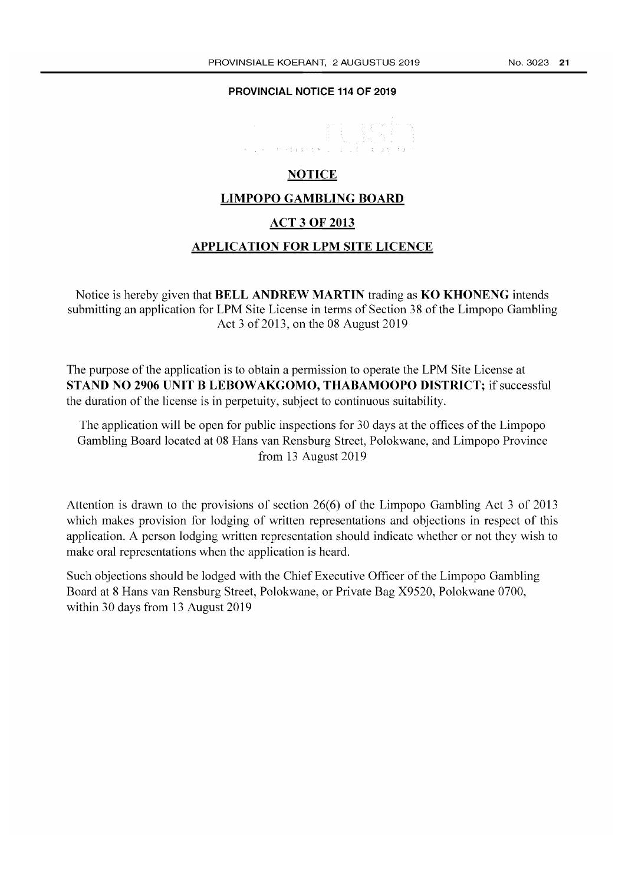**PROVINCIAL NOTICE 114 OF 2019**

## NOTICE

## LIMPOPO GAMBLING BOARD

## ACT 3 OF 2013

## APPLICATION FOR LPM SITE LICENCE

Notice is hereby given that **BELL ANDREW MARTIN** trading as **KO KHONENG** intends submitting an application for LPM Site License in terms of Section 38 of the Limpopo Gambling Act 3 of 2013, on the 08 August 2019

The purpose of the application is to obtain a permission to operate the LPM Site License at **STAND NO 2906 UNIT B LEBOWAKGOMO, THABAMOOPO DISTRICT;** if successful the duration of the license is in perpetuity, subject to continuous suitability.

The application will be open for public inspections for 30 days at the offices of the Limpopo Gambling Board located at 08 Hans van Rensburg Street, Polokwane, and Limpopo Province from 13 August 2019

Attention is drawn to the provisions of section 26(6) of the Limpopo Gambling Act 3 of 2013 which makes provision for lodging of written representations and objections in respect of this application. A person lodging written representation should indicate whether or not they wish to make oral representations when the application is heard.

Such objections should be lodged with the Chief Executive Officer of the Limpopo Gambling Board at 8 Hans van Rensburg Street, Polokwane, or Private Bag X9520, Polokwane 0700, within 30 days from 13 August 2019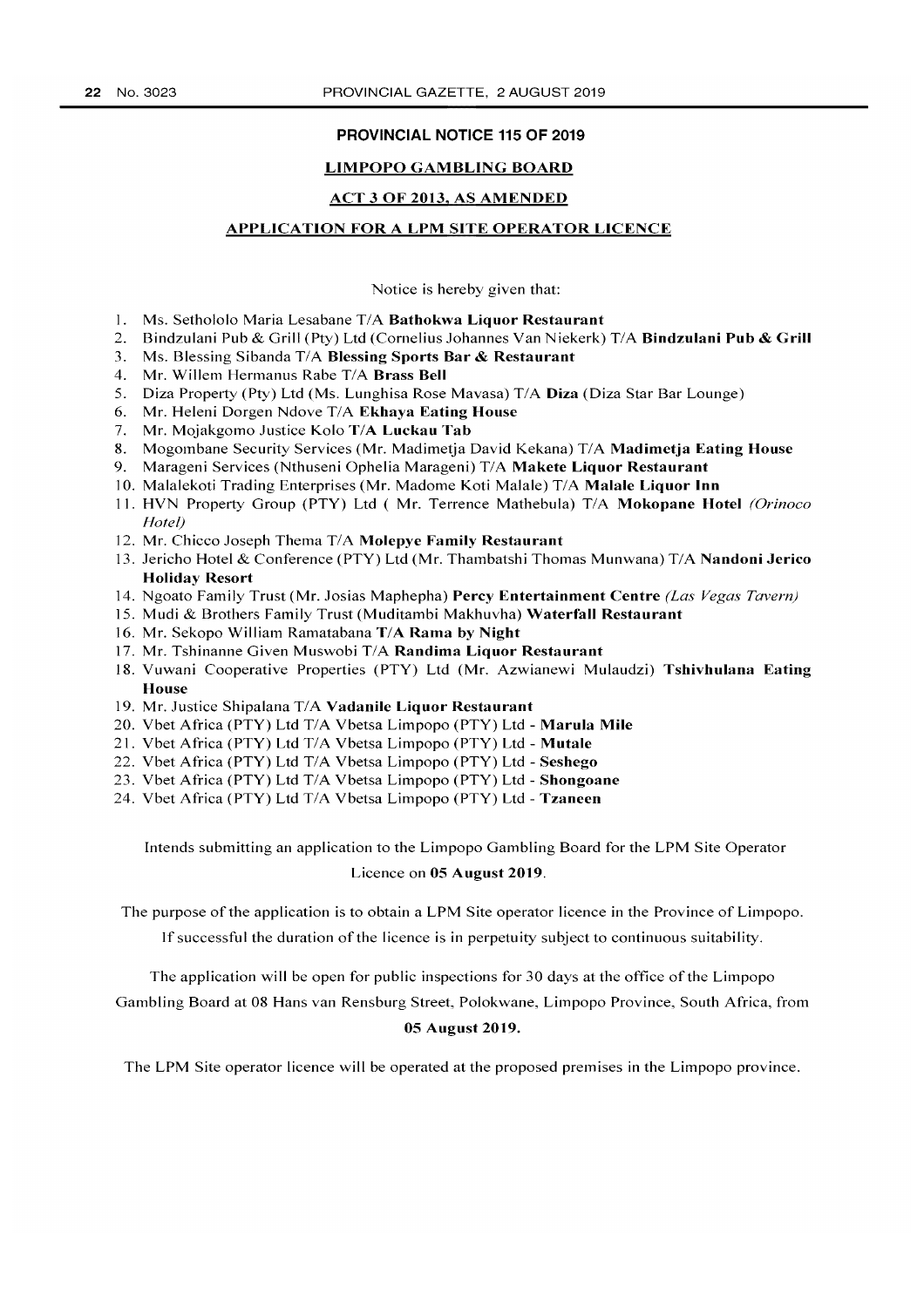## PROVINCIAL NOTICE 115 OF 2019

### LIMPOPO GAMBLING BOARD

### ACT 3 OF 2013, AS AMENDED

### APPLICATION FOR A LPM SITE OPERATOR LICENCE

Notice is hereby given that:

1. Ms. Setholodo Maria Lesabane T/A **Bathokwa Liquor Restaurant**
2. Bindzulani Pub & Grill (Pty) Ltd (Cornelius Johannes Van Niekerk) T/A **Bindzulani Pub & Grill**
3. Ms. Blessing Sibanda T/A **Blessing Sports Bar & Restaurant**
4. Mr. Willem Hermanus Rabe T/A **Brass Bell**
5. Diza Property (Pty) Ltd (Ms. Lunghisa Rose Mavasa) T/A **Diza** (Diza Star Bar Lounge)
6. Mr. Heleni Dorgen Ndove T/A **Ekhaya Eating House**
7. Mr. Mojakgomo Justice Kolo **T/A Luckau Tab**
8. Mogombane Security Services (Mr. Madimetja David Kekana) T/A **Madimetja Eating House**
9. Marageni Services (Nthuseni Ophelia Marageni) T/A **Makete Liquor Restaurant**
10. Malalekoti Trading Enterprises (Mr. Madome Koti Malale) T/A **Malale Liquor Inn**
11. HVN Property Group (PTY) Ltd ( Mr. Terrence Mathebula) T/A **Mokopane Hotel** *(Orinoco Hotel)*
12. Mr. Chicco Joseph Thema T/A **Molepye Family Restaurant**
13. Jericho Hotel & Conference (PTY) Ltd (Mr. Thambatshi Thomas Munwana) T/A **Nandoni Jerico Holiday Resort**
14. Ngoato Family Trust (Mr. Josias Maphepha) **Percy Entertainment Centre** *(Las Vegas Tavern)*
15. Mudi & Brothers Family Trust (Muditambi Makhuvha) **Waterfall Restaurant**
16. Mr. Sekopo William Ramatabana **T/A Rama by Night**
17. Mr. Tshinanne Given Muswobi T/A **Randima Liquor Restaurant**
18. Vuwani Cooperative Properties (PTY) Ltd (Mr. Azwianewi Mulaudzi) **Tshivhulana Eating House**
19. Mr. Justice Shipalana T/A **Vadanile Liquor Restaurant**
20. Vbet Africa (PTY) Ltd T/A Vbetsa Limpopo (PTY) Ltd - **Marula Mile**
21. Vbet Africa (PTY) Ltd T/A Vbetsa Limpopo (PTY) Ltd - **Mutale**
22. Vbet Africa (PTY) Ltd T/A Vbetsa Limpopo (PTY) Ltd - **Seshego**
23. Vbet Africa (PTY) Ltd T/A Vbetsa Limpopo (PTY) Ltd - **Shongoane**
24. Vbet Africa (PTY) Ltd T/A Vbetsa Limpopo (PTY) Ltd - **Tzaneen**

Intends submitting an application to the Limpopo Gambling Board for the LPM Site Operator Licence on **05 August 2019**.

The purpose of the application is to obtain a LPM Site operator licence in the Province of Limpopo. If successful the duration of the licence is in perpetuity subject to continuous suitability.

The application will be open for public inspections for 30 days at the office of the Limpopo Gambling Board at 08 Hans van Rensburg Street, Polokwane, Limpopo Province, South Africa, from **05 August 2019.**

The LPM Site operator licence will be operated at the proposed premises in the Limpopo province.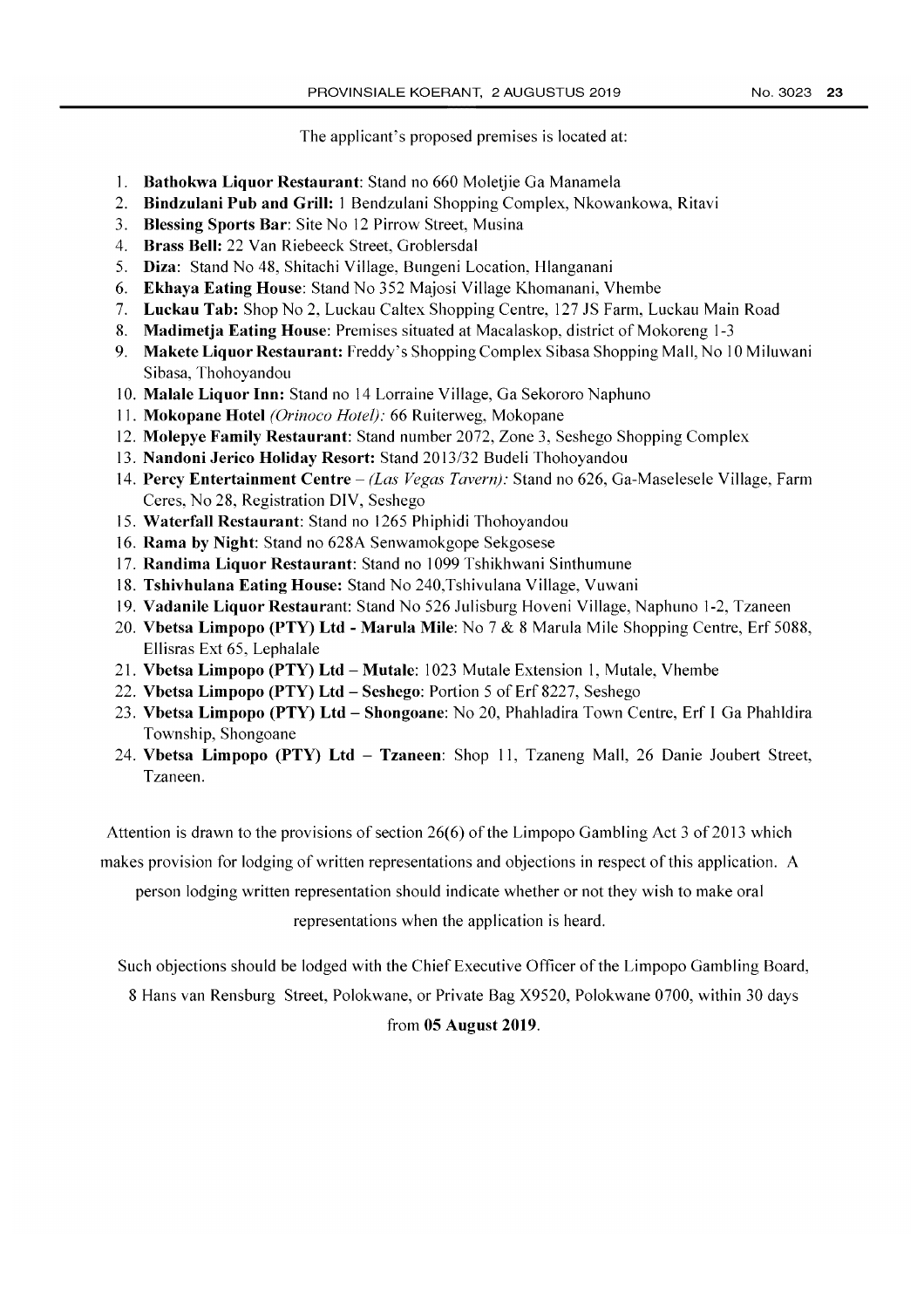The applicant's proposed premises is located at:

1. **Bathokwa Liquor Restaurant**: Stand no 660 Moletjie Ga Manamela
2. **Bindzulani Pub and Grill:** 1 Bendzulani Shopping Complex, Nkowankowa, Ritavi
3. **Blessing Sports Bar**: Site No 12 Pirrow Street, Musina
4. **Brass Bell:** 22 Van Riebeeck Street, Groblersdal
5. **Diza**: Stand No 48, Shitachi Village, Bungeni Location, Hlanganani
6. **Ekhaya Eating House**: Stand No 352 Majosi Village Khomanani, Vhembe
7. **Luckau Tab:** Shop No 2, Luckau Caltex Shopping Centre, 127 JS Farm, Luckau Main Road
8. **Madimetja Eating House**: Premises situated at Macalaskop, district of Mokoreng 1-3
9. **Makete Liquor Restaurant:** Freddy's Shopping Complex Sibasa Shopping Mall, No 10 Miluwani Sibasa, Thohoyandou
10. **Malale Liquor Inn:** Stand no 14 Lorraine Village, Ga Sekororo Naphuno
11. **Mokopane Hotel** *(Orinoco Hotel):* 66 Ruiterweg, Mokopane
12. **Molepye Family Restaurant**: Stand number 2072, Zone 3, Seshego Shopping Complex
13. **Nandoni Jerico Holiday Resort:** Stand 2013/32 Budeli Thohoyandou
14. **Percy Entertainment Centre** – *(Las Vegas Tavern):* Stand no 626, Ga-Maselesele Village, Farm Ceres, No 28, Registration DIV, Seshego
15. **Waterfall Restaurant**: Stand no 1265 Phiphidi Thohoyandou
16. **Rama by Night**: Stand no 628A Senwamokgope Sekgosese
17. **Randima Liquor Restaurant**: Stand no 1099 Tshikhwani Sinthumune
18. **Tshivhulana Eating House:** Stand No 240,Tshivulana Village, Vuwani
19. **Vadanile Liquor Restaurant**: Stand No 526 Julisburg Hoveni Village, Naphuno 1-2, Tzaneen
20. **Vbetsa Limpopo (PTY) Ltd - Marula Mile**: No 7 & 8 Marula Mile Shopping Centre, Erf 5088, Ellisras Ext 65, Lephalale
21. **Vbetsa Limpopo (PTY) Ltd – Mutale**: 1023 Mutale Extension 1, Mutale, Vhembe
22. **Vbetsa Limpopo (PTY) Ltd – Seshego**: Portion 5 of Erf 8227, Seshego
23. **Vbetsa Limpopo (PTY) Ltd – Shongoane**: No 20, Phahladira Town Centre, Erf I Ga Phahldira Township, Shongoane
24. **Vbetsa Limpopo (PTY) Ltd – Tzaneen**: Shop 11, Tzaneng Mall, 26 Danie Joubert Street, Tzaneen.

Attention is drawn to the provisions of section 26(6) of the Limpopo Gambling Act 3 of 2013 which makes provision for lodging of written representations and objections in respect of this application. A person lodging written representation should indicate whether or not they wish to make oral representations when the application is heard.

Such objections should be lodged with the Chief Executive Officer of the Limpopo Gambling Board, 8 Hans van Rensburg Street, Polokwane, or Private Bag X9520, Polokwane 0700, within 30 days from **05 August 2019**.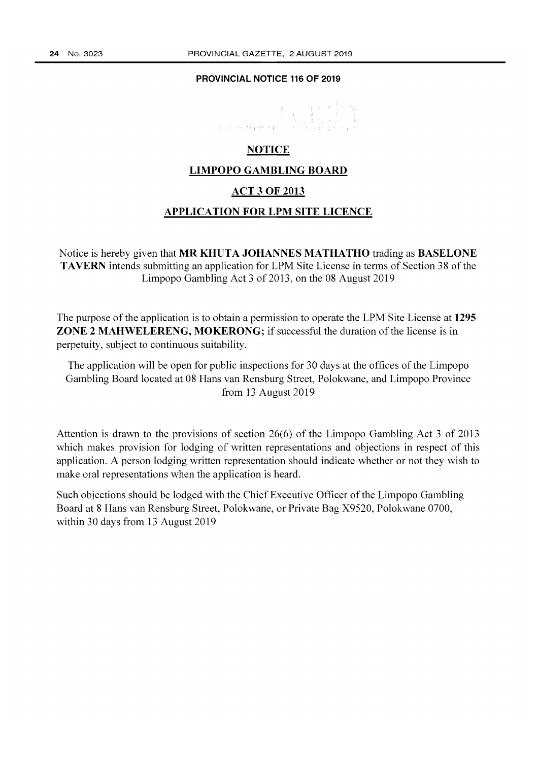**PROVINCIAL NOTICE 116 OF 2019**

## NOTICE

## LIMPOPO GAMBLING BOARD

## ACT 3 OF 2013

## APPLICATION FOR LPM SITE LICENCE

Notice is hereby given that **MR KHUTA JOHANNES MATHATHO** trading as **BASELONE TAVERN** intends submitting an application for LPM Site License in terms of Section 38 of the Limpopo Gambling Act 3 of 2013, on the 08 August 2019

The purpose of the application is to obtain a permission to operate the LPM Site License at **1295 ZONE 2 MAHWELERENG, MOKERONG;** if successful the duration of the license is in perpetuity, subject to continuous suitability.

The application will be open for public inspections for 30 days at the offices of the Limpopo Gambling Board located at 08 Hans van Rensburg Street, Polokwane, and Limpopo Province from 13 August 2019

Attention is drawn to the provisions of section 26(6) of the Limpopo Gambling Act 3 of 2013 which makes provision for lodging of written representations and objections in respect of this application. A person lodging written representation should indicate whether or not they wish to make oral representations when the application is heard.

Such objections should be lodged with the Chief Executive Officer of the Limpopo Gambling Board at 8 Hans van Rensburg Street, Polokwane, or Private Bag X9520, Polokwane 0700, within 30 days from 13 August 2019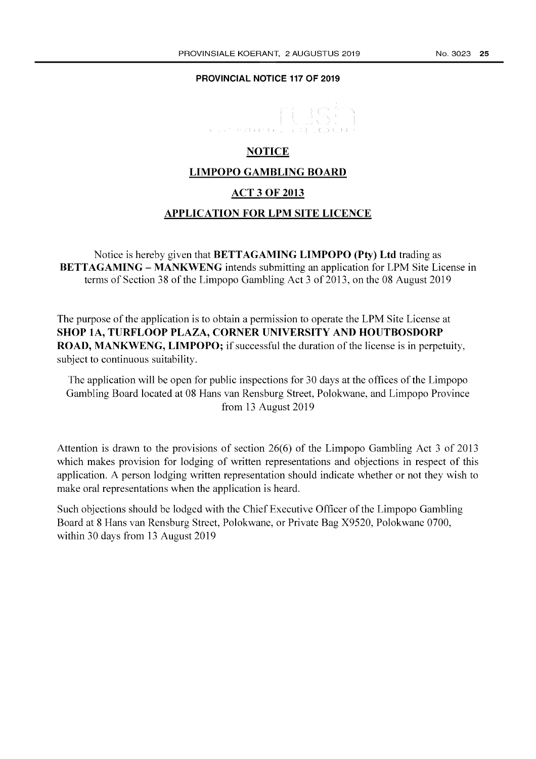## PROVINCIAL NOTICE 117 OF 2019

**NOTICE**

**LIMPOPO GAMBLING BOARD**

**ACT 3 OF 2013**

**APPLICATION FOR LPM SITE LICENCE**

Notice is hereby given that **BETTAGAMING LIMPOPO (Pty) Ltd** trading as **BETTAGAMING – MANKWENG** intends submitting an application for LPM Site License in terms of Section 38 of the Limpopo Gambling Act 3 of 2013, on the 08 August 2019

The purpose of the application is to obtain a permission to operate the LPM Site License at **SHOP 1A, TURFLOOP PLAZA, CORNER UNIVERSITY AND HOUTBOSDORP ROAD, MANKWENG, LIMPOPO;** if successful the duration of the license is in perpetuity, subject to continuous suitability.

The application will be open for public inspections for 30 days at the offices of the Limpopo Gambling Board located at 08 Hans van Rensburg Street, Polokwane, and Limpopo Province from 13 August 2019

Attention is drawn to the provisions of section 26(6) of the Limpopo Gambling Act 3 of 2013 which makes provision for lodging of written representations and objections in respect of this application. A person lodging written representation should indicate whether or not they wish to make oral representations when the application is heard.

Such objections should be lodged with the Chief Executive Officer of the Limpopo Gambling Board at 8 Hans van Rensburg Street, Polokwane, or Private Bag X9520, Polokwane 0700, within 30 days from 13 August 2019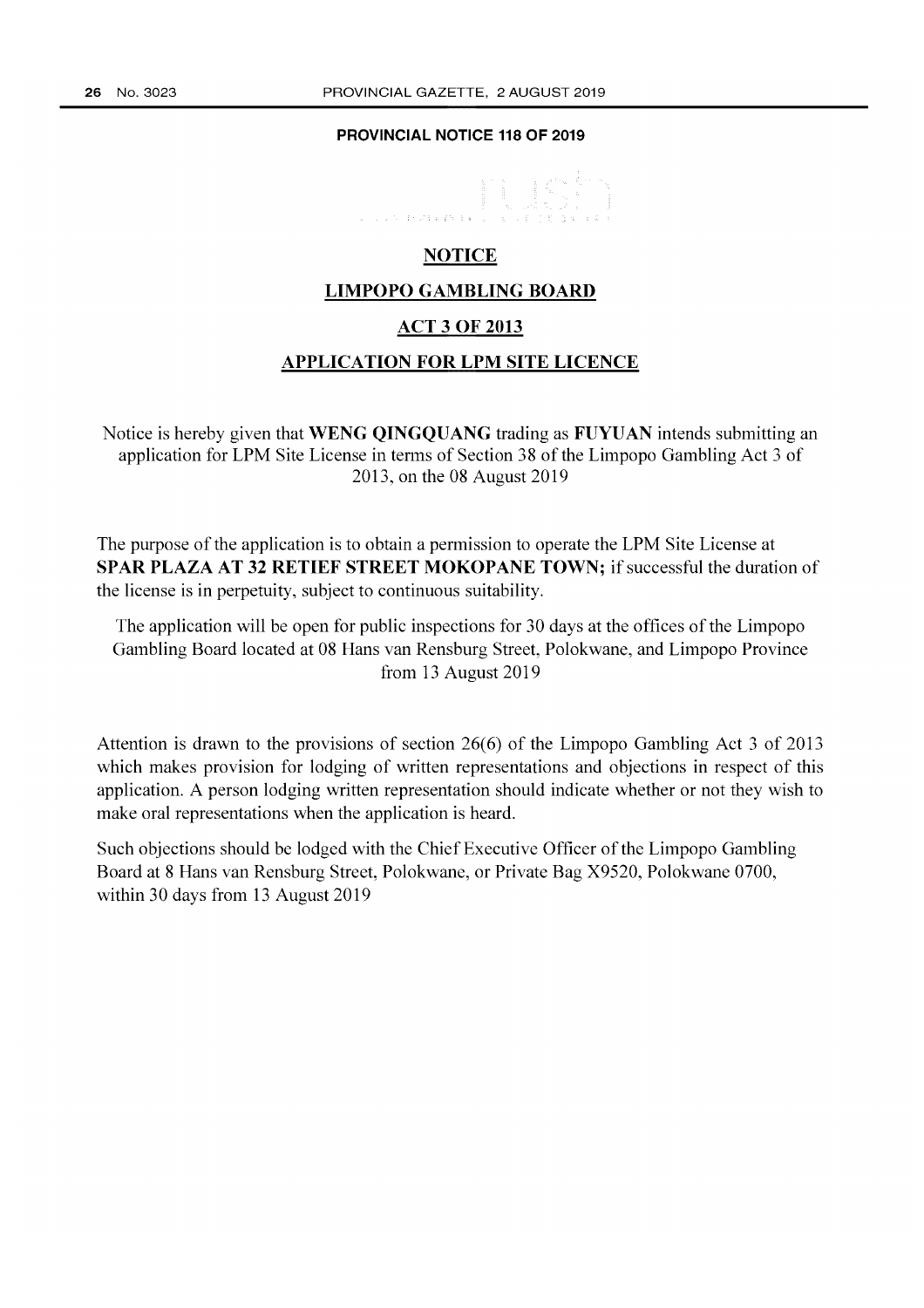**PROVINCIAL NOTICE 118 OF 2019**

**NOTICE**

**LIMPOPO GAMBLING BOARD**

**ACT 3 OF 2013**

**APPLICATION FOR LPM SITE LICENCE**

Notice is hereby given that **WENG QINGQUANG** trading as **FUYUAN** intends submitting an application for LPM Site License in terms of Section 38 of the Limpopo Gambling Act 3 of 2013, on the 08 August 2019

The purpose of the application is to obtain a permission to operate the LPM Site License at **SPAR PLAZA AT 32 RETIEF STREET MOKOPANE TOWN;** if successful the duration of the license is in perpetuity, subject to continuous suitability.

The application will be open for public inspections for 30 days at the offices of the Limpopo Gambling Board located at 08 Hans van Rensburg Street, Polokwane, and Limpopo Province from 13 August 2019

Attention is drawn to the provisions of section 26(6) of the Limpopo Gambling Act 3 of 2013 which makes provision for lodging of written representations and objections in respect of this application. A person lodging written representation should indicate whether or not they wish to make oral representations when the application is heard.

Such objections should be lodged with the Chief Executive Officer of the Limpopo Gambling Board at 8 Hans van Rensburg Street, Polokwane, or Private Bag X9520, Polokwane 0700, within 30 days from 13 August 2019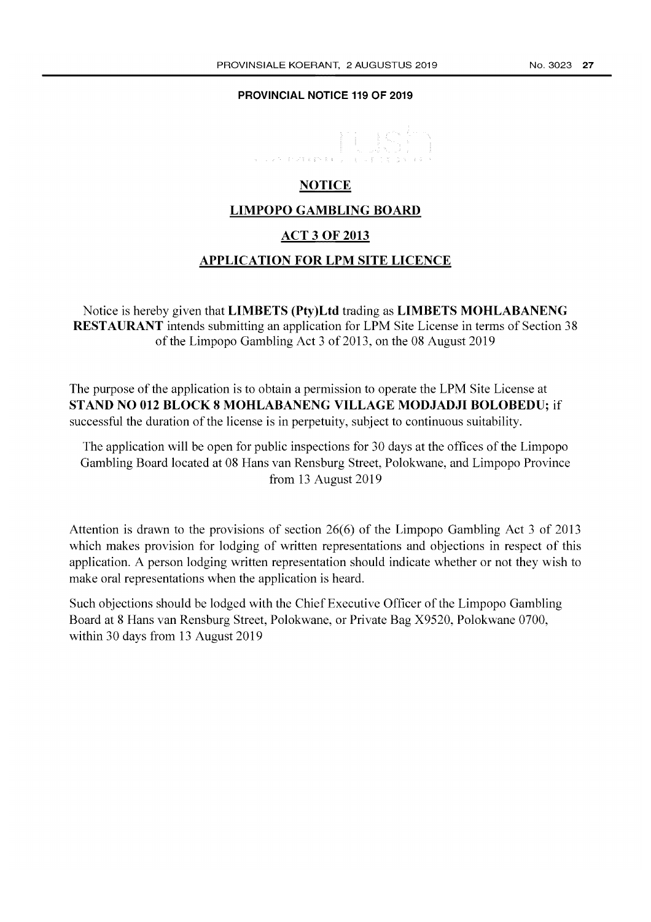**PROVINCIAL NOTICE 119 OF 2019**

## NOTICE

## LIMPOPO GAMBLING BOARD

## ACT 3 OF 2013

## APPLICATION FOR LPM SITE LICENCE

Notice is hereby given that **LIMBETS (Pty)Ltd** trading as **LIMBETS MOHLABANENG RESTAURANT** intends submitting an application for LPM Site License in terms of Section 38 of the Limpopo Gambling Act 3 of 2013, on the 08 August 2019

The purpose of the application is to obtain a permission to operate the LPM Site License at **STAND NO 012 BLOCK 8 MOHLABANENG VILLAGE MODJADJI BOLOBEDU;** if successful the duration of the license is in perpetuity, subject to continuous suitability.

The application will be open for public inspections for 30 days at the offices of the Limpopo Gambling Board located at 08 Hans van Rensburg Street, Polokwane, and Limpopo Province from 13 August 2019

Attention is drawn to the provisions of section 26(6) of the Limpopo Gambling Act 3 of 2013 which makes provision for lodging of written representations and objections in respect of this application. A person lodging written representation should indicate whether or not they wish to make oral representations when the application is heard.

Such objections should be lodged with the Chief Executive Officer of the Limpopo Gambling Board at 8 Hans van Rensburg Street, Polokwane, or Private Bag X9520, Polokwane 0700, within 30 days from 13 August 2019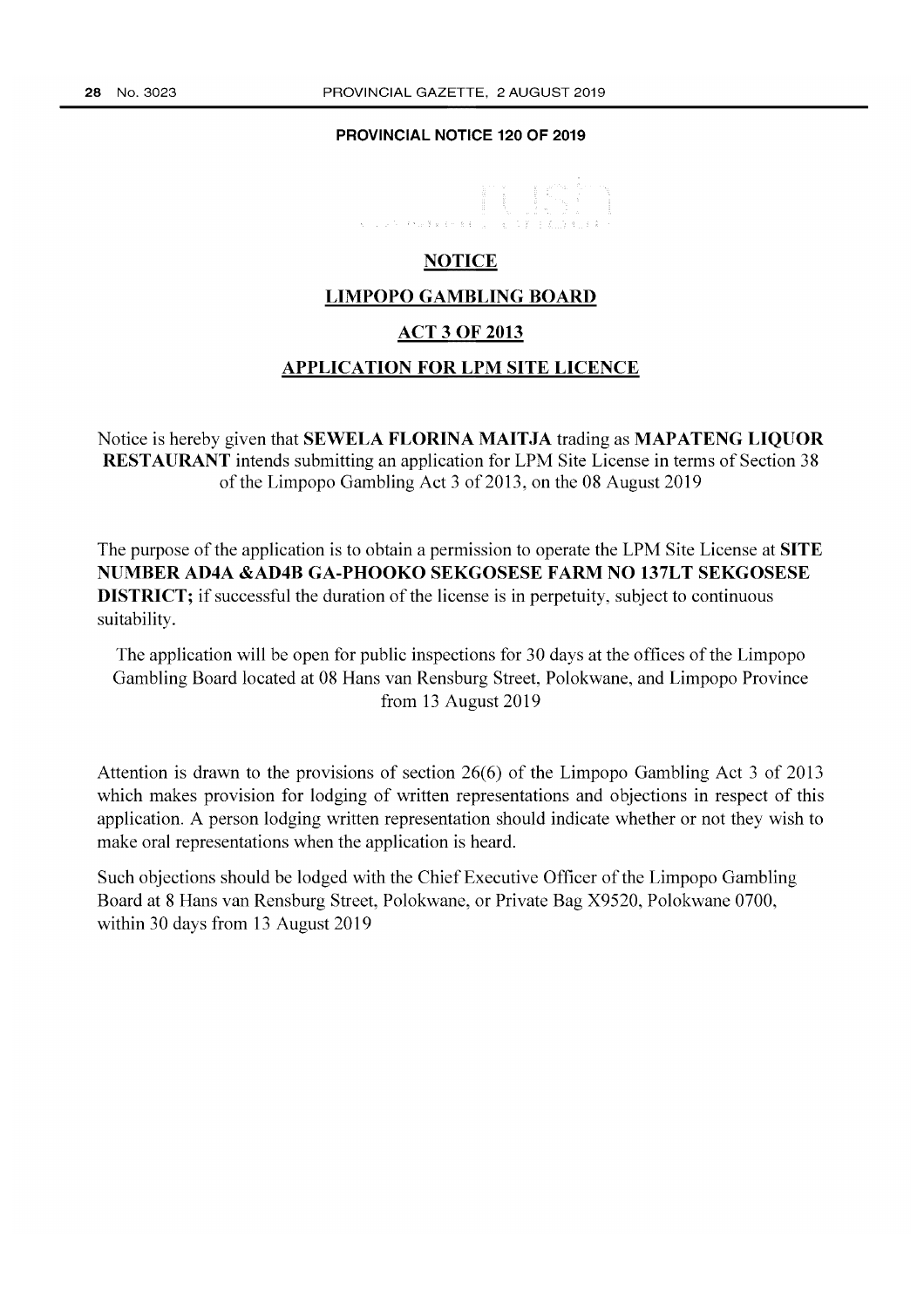**PROVINCIAL NOTICE 120 OF 2019**

**NOTICE**

**LIMPOPO GAMBLING BOARD**

**ACT 3 OF 2013**

**APPLICATION FOR LPM SITE LICENCE**

Notice is hereby given that **SEWELA FLORINA MAITJA** trading as **MAPATENG LIQUOR RESTAURANT** intends submitting an application for LPM Site License in terms of Section 38 of the Limpopo Gambling Act 3 of 2013, on the 08 August 2019

The purpose of the application is to obtain a permission to operate the LPM Site License at **SITE NUMBER AD4A &AD4B GA-PHOOKO SEKGOSESE FARM NO 137LT SEKGOSESE DISTRICT;** if successful the duration of the license is in perpetuity, subject to continuous suitability.

The application will be open for public inspections for 30 days at the offices of the Limpopo Gambling Board located at 08 Hans van Rensburg Street, Polokwane, and Limpopo Province from 13 August 2019

Attention is drawn to the provisions of section 26(6) of the Limpopo Gambling Act 3 of 2013 which makes provision for lodging of written representations and objections in respect of this application. A person lodging written representation should indicate whether or not they wish to make oral representations when the application is heard.

Such objections should be lodged with the Chief Executive Officer of the Limpopo Gambling Board at 8 Hans van Rensburg Street, Polokwane, or Private Bag X9520, Polokwane 0700, within 30 days from 13 August 2019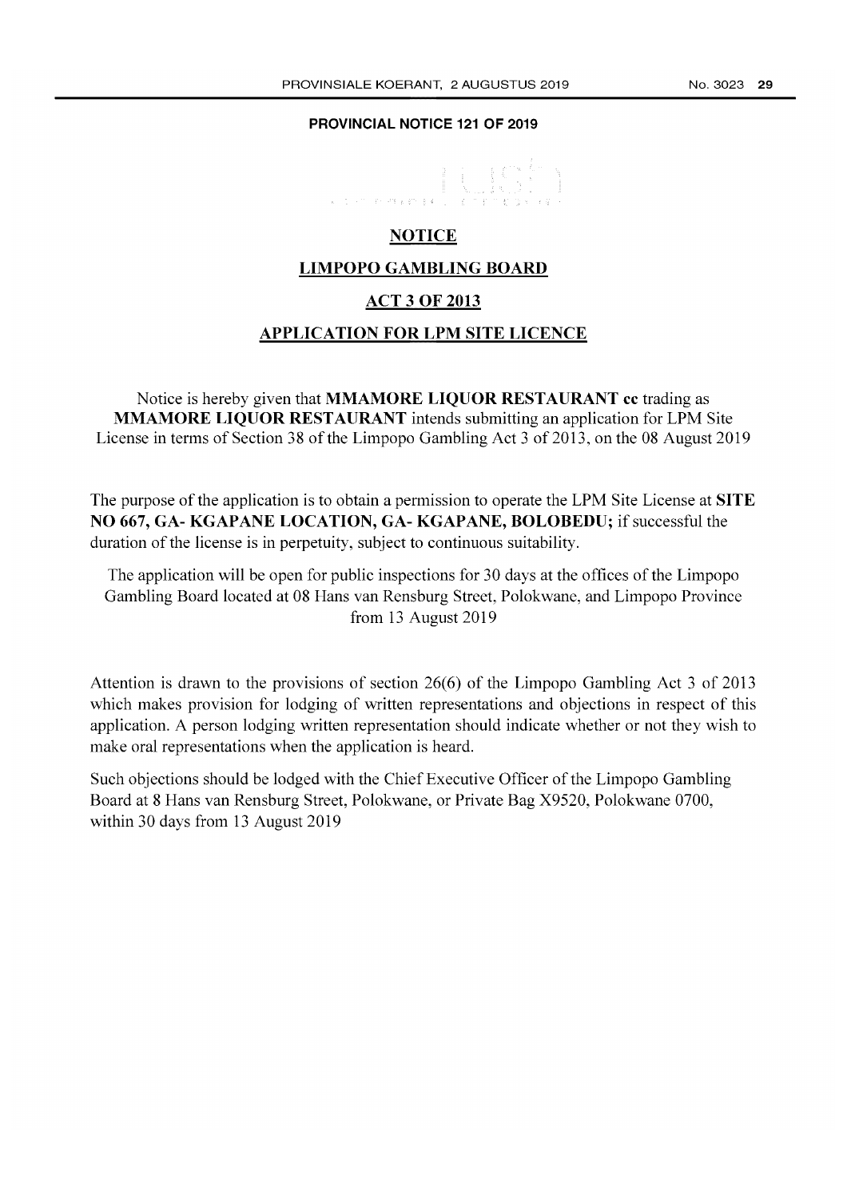**PROVINCIAL NOTICE 121 OF 2019**

## NOTICE

## LIMPOPO GAMBLING BOARD

## ACT 3 OF 2013

## APPLICATION FOR LPM SITE LICENCE

Notice is hereby given that **MMAMORE LIQUOR RESTAURANT cc** trading as **MMAMORE LIQUOR RESTAURANT** intends submitting an application for LPM Site License in terms of Section 38 of the Limpopo Gambling Act 3 of 2013, on the 08 August 2019

The purpose of the application is to obtain a permission to operate the LPM Site License at **SITE NO 667, GA- KGAPANE LOCATION, GA- KGAPANE, BOLOBEDU;** if successful the duration of the license is in perpetuity, subject to continuous suitability.

The application will be open for public inspections for 30 days at the offices of the Limpopo Gambling Board located at 08 Hans van Rensburg Street, Polokwane, and Limpopo Province from 13 August 2019

Attention is drawn to the provisions of section 26(6) of the Limpopo Gambling Act 3 of 2013 which makes provision for lodging of written representations and objections in respect of this application. A person lodging written representation should indicate whether or not they wish to make oral representations when the application is heard.

Such objections should be lodged with the Chief Executive Officer of the Limpopo Gambling Board at 8 Hans van Rensburg Street, Polokwane, or Private Bag X9520, Polokwane 0700, within 30 days from 13 August 2019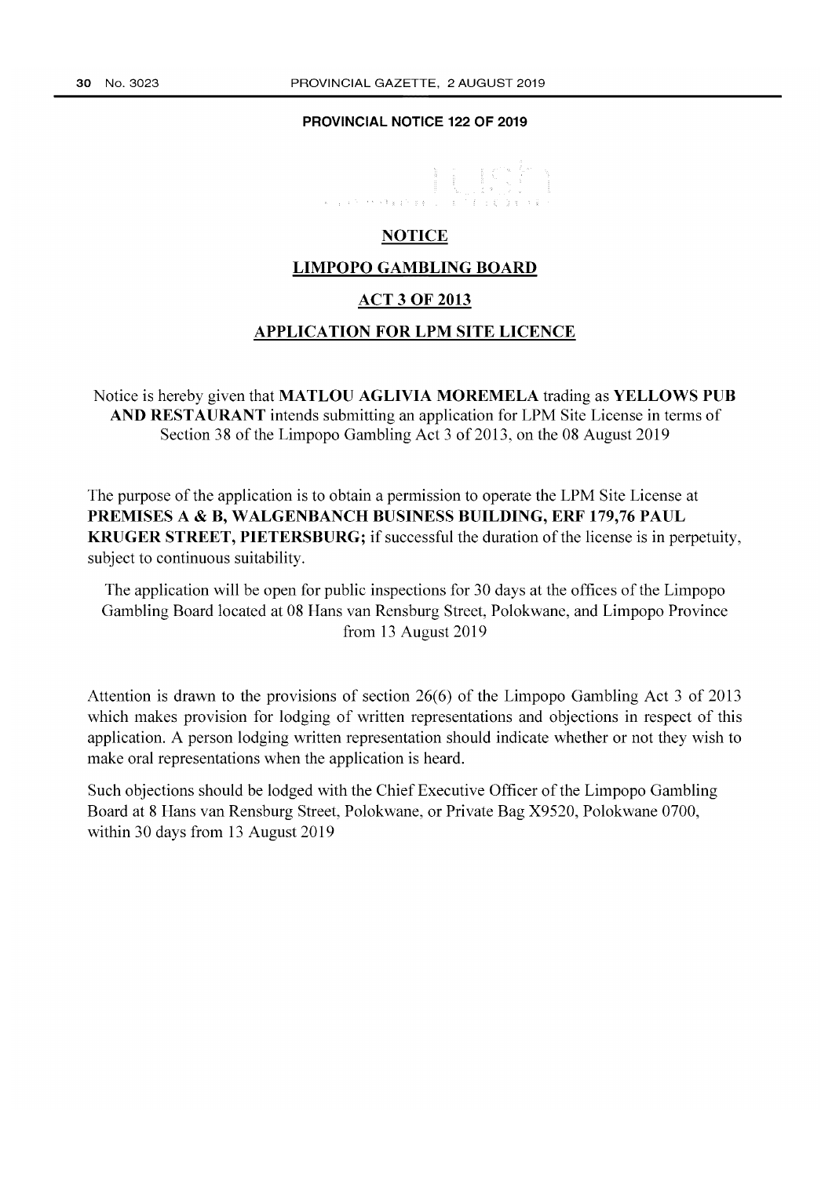**PROVINCIAL NOTICE 122 OF 2019**

**NOTICE**

**LIMPOPO GAMBLING BOARD**

**ACT 3 OF 2013**

**APPLICATION FOR LPM SITE LICENCE**

Notice is hereby given that **MATLOU AGLIVIA MOREMELA** trading as **YELLOWS PUB AND RESTAURANT** intends submitting an application for LPM Site License in terms of Section 38 of the Limpopo Gambling Act 3 of 2013, on the 08 August 2019

The purpose of the application is to obtain a permission to operate the LPM Site License at **PREMISES A & B, WALGENBANCH BUSINESS BUILDING, ERF 179,76 PAUL KRUGER STREET, PIETERSBURG;** if successful the duration of the license is in perpetuity, subject to continuous suitability.

The application will be open for public inspections for 30 days at the offices of the Limpopo Gambling Board located at 08 Hans van Rensburg Street, Polokwane, and Limpopo Province from 13 August 2019

Attention is drawn to the provisions of section 26(6) of the Limpopo Gambling Act 3 of 2013 which makes provision for lodging of written representations and objections in respect of this application. A person lodging written representation should indicate whether or not they wish to make oral representations when the application is heard.

Such objections should be lodged with the Chief Executive Officer of the Limpopo Gambling Board at 8 Hans van Rensburg Street, Polokwane, or Private Bag X9520, Polokwane 0700, within 30 days from 13 August 2019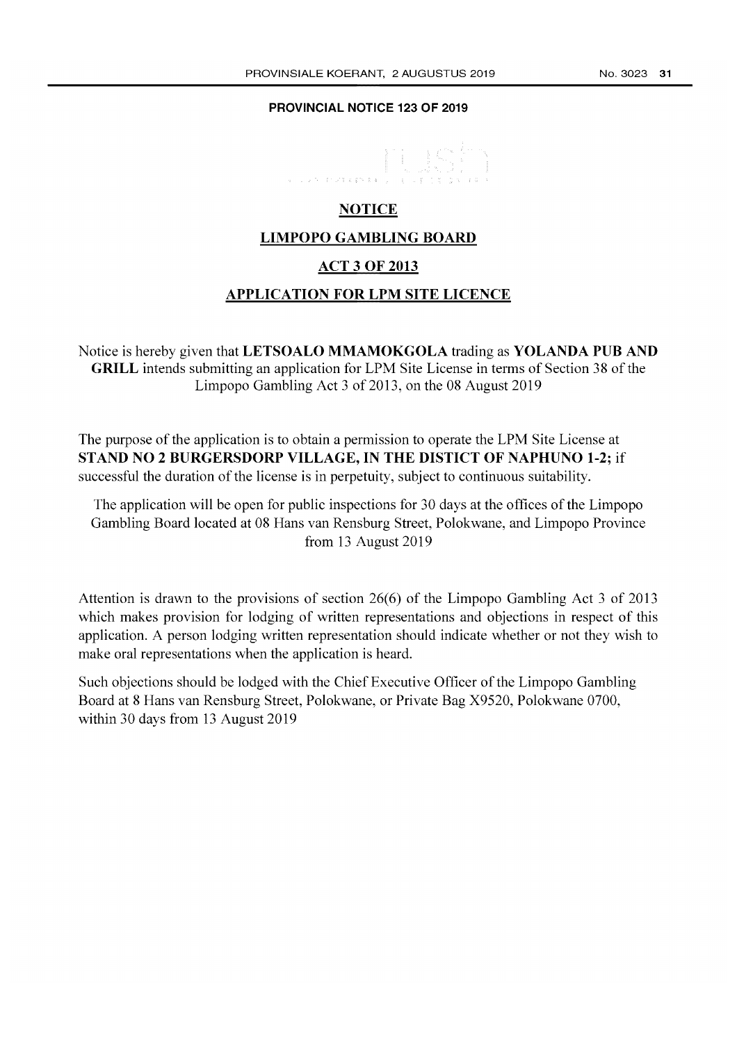**PROVINCIAL NOTICE 123 OF 2019**

## NOTICE

## LIMPOPO GAMBLING BOARD

## ACT 3 OF 2013

## APPLICATION FOR LPM SITE LICENCE

Notice is hereby given that **LETSOALO MMAMOKGOLA** trading as **YOLANDA PUB AND GRILL** intends submitting an application for LPM Site License in terms of Section 38 of the Limpopo Gambling Act 3 of 2013, on the 08 August 2019

The purpose of the application is to obtain a permission to operate the LPM Site License at **STAND NO 2 BURGERSDORP VILLAGE, IN THE DISTICT OF NAPHUNO 1-2;** if successful the duration of the license is in perpetuity, subject to continuous suitability.

The application will be open for public inspections for 30 days at the offices of the Limpopo Gambling Board located at 08 Hans van Rensburg Street, Polokwane, and Limpopo Province from 13 August 2019

Attention is drawn to the provisions of section 26(6) of the Limpopo Gambling Act 3 of 2013 which makes provision for lodging of written representations and objections in respect of this application. A person lodging written representation should indicate whether or not they wish to make oral representations when the application is heard.

Such objections should be lodged with the Chief Executive Officer of the Limpopo Gambling Board at 8 Hans van Rensburg Street, Polokwane, or Private Bag X9520, Polokwane 0700, within 30 days from 13 August 2019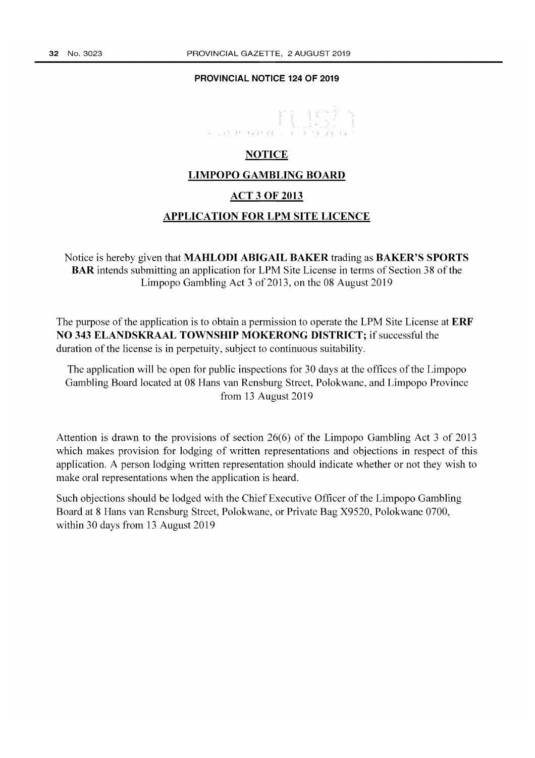**PROVINCIAL NOTICE 124 OF 2019**

# NOTICE

## LIMPOPO GAMBLING BOARD

## ACT 3 OF 2013

## APPLICATION FOR LPM SITE LICENCE

Notice is hereby given that **MAHLODI ABIGAIL BAKER** trading as **BAKER'S SPORTS BAR** intends submitting an application for LPM Site License in terms of Section 38 of the Limpopo Gambling Act 3 of 2013, on the 08 August 2019

The purpose of the application is to obtain a permission to operate the LPM Site License at **ERF NO 343 ELANDSKRAAL TOWNSHIP MOKERONG DISTRICT;** if successful the duration of the license is in perpetuity, subject to continuous suitability.

The application will be open for public inspections for 30 days at the offices of the Limpopo Gambling Board located at 08 Hans van Rensburg Street, Polokwane, and Limpopo Province from 13 August 2019

Attention is drawn to the provisions of section 26(6) of the Limpopo Gambling Act 3 of 2013 which makes provision for lodging of written representations and objections in respect of this application. A person lodging written representation should indicate whether or not they wish to make oral representations when the application is heard.

Such objections should be lodged with the Chief Executive Officer of the Limpopo Gambling Board at 8 Hans van Rensburg Street, Polokwane, or Private Bag X9520, Polokwane 0700, within 30 days from 13 August 2019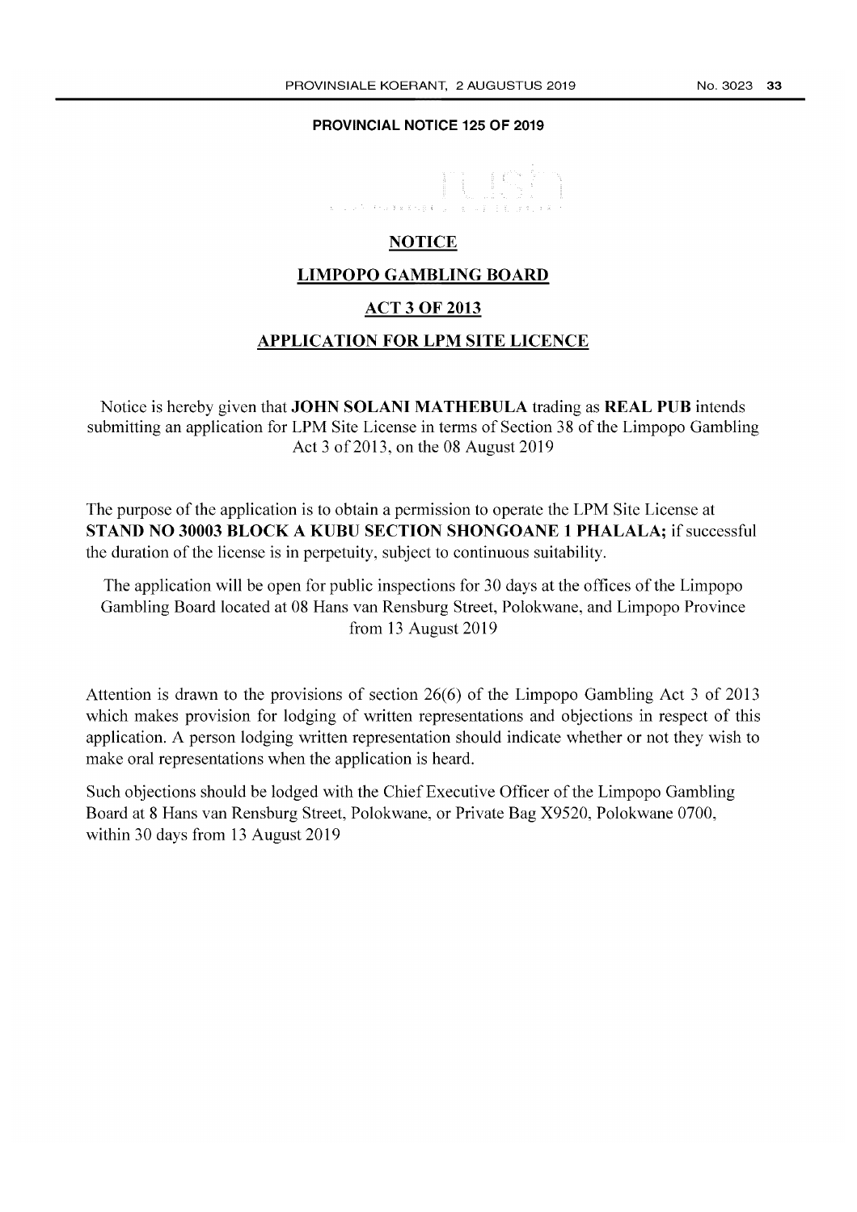## PROVINCIAL NOTICE 125 OF 2019

**NOTICE**

**LIMPOPO GAMBLING BOARD**

**ACT 3 OF 2013**

**APPLICATION FOR LPM SITE LICENCE**

Notice is hereby given that **JOHN SOLANI MATHEBULA** trading as **REAL PUB** intends submitting an application for LPM Site License in terms of Section 38 of the Limpopo Gambling Act 3 of 2013, on the 08 August 2019

The purpose of the application is to obtain a permission to operate the LPM Site License at **STAND NO 30003 BLOCK A KUBU SECTION SHONGOANE 1 PHALALA;** if successful the duration of the license is in perpetuity, subject to continuous suitability.

The application will be open for public inspections for 30 days at the offices of the Limpopo Gambling Board located at 08 Hans van Rensburg Street, Polokwane, and Limpopo Province from 13 August 2019

Attention is drawn to the provisions of section 26(6) of the Limpopo Gambling Act 3 of 2013 which makes provision for lodging of written representations and objections in respect of this application. A person lodging written representation should indicate whether or not they wish to make oral representations when the application is heard.

Such objections should be lodged with the Chief Executive Officer of the Limpopo Gambling Board at 8 Hans van Rensburg Street, Polokwane, or Private Bag X9520, Polokwane 0700, within 30 days from 13 August 2019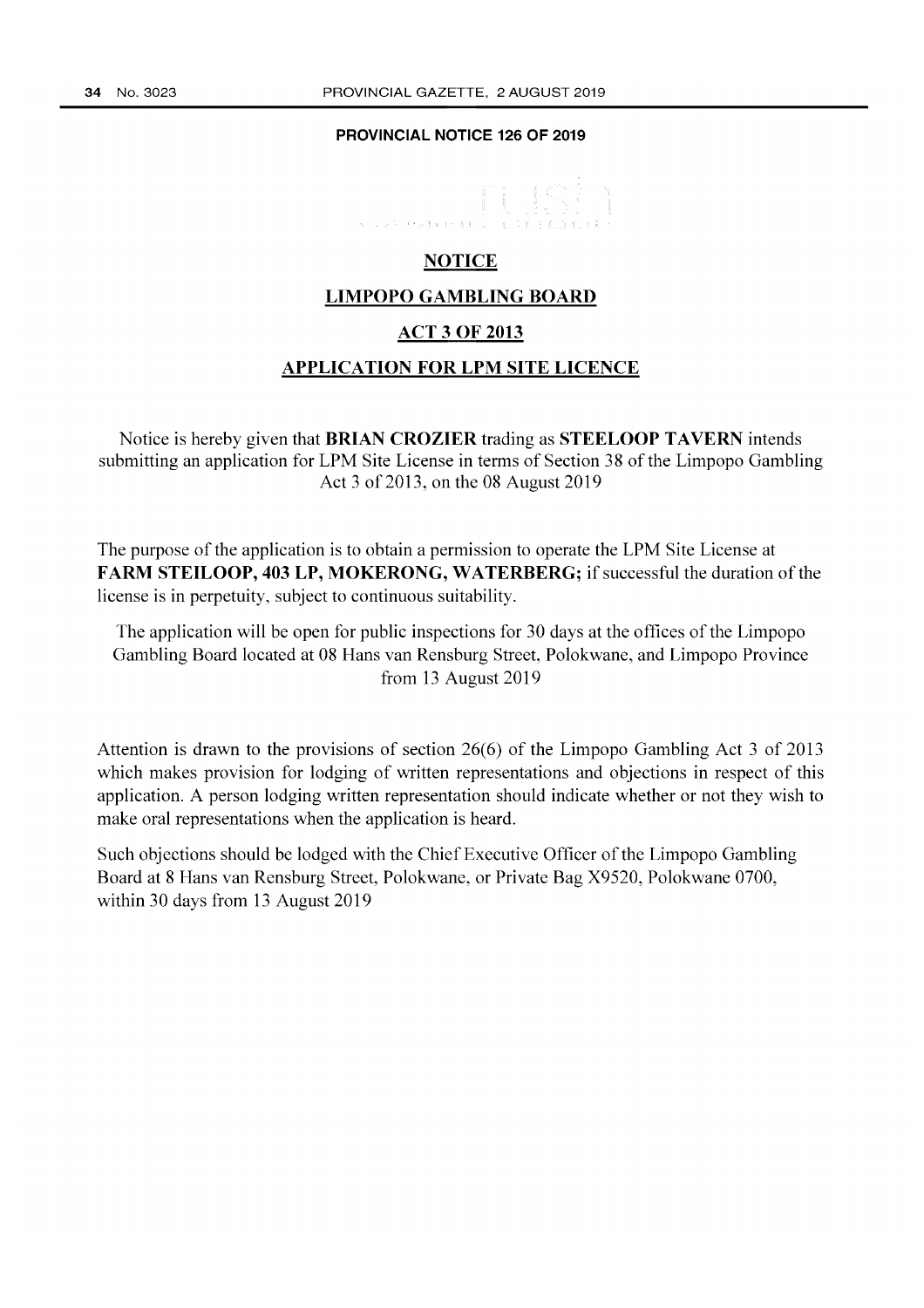**PROVINCIAL NOTICE 126 OF 2019**

**NOTICE**

**LIMPOPO GAMBLING BOARD**

**ACT 3 OF 2013**

**APPLICATION FOR LPM SITE LICENCE**

Notice is hereby given that **BRIAN CROZIER** trading as **STEELOOP TAVERN** intends submitting an application for LPM Site License in terms of Section 38 of the Limpopo Gambling Act 3 of 2013, on the 08 August 2019

The purpose of the application is to obtain a permission to operate the LPM Site License at **FARM STEILOOP, 403 LP, MOKERONG, WATERBERG;** if successful the duration of the license is in perpetuity, subject to continuous suitability.

The application will be open for public inspections for 30 days at the offices of the Limpopo Gambling Board located at 08 Hans van Rensburg Street, Polokwane, and Limpopo Province from 13 August 2019

Attention is drawn to the provisions of section 26(6) of the Limpopo Gambling Act 3 of 2013 which makes provision for lodging of written representations and objections in respect of this application. A person lodging written representation should indicate whether or not they wish to make oral representations when the application is heard.

Such objections should be lodged with the Chief Executive Officer of the Limpopo Gambling Board at 8 Hans van Rensburg Street, Polokwane, or Private Bag X9520, Polokwane 0700, within 30 days from 13 August 2019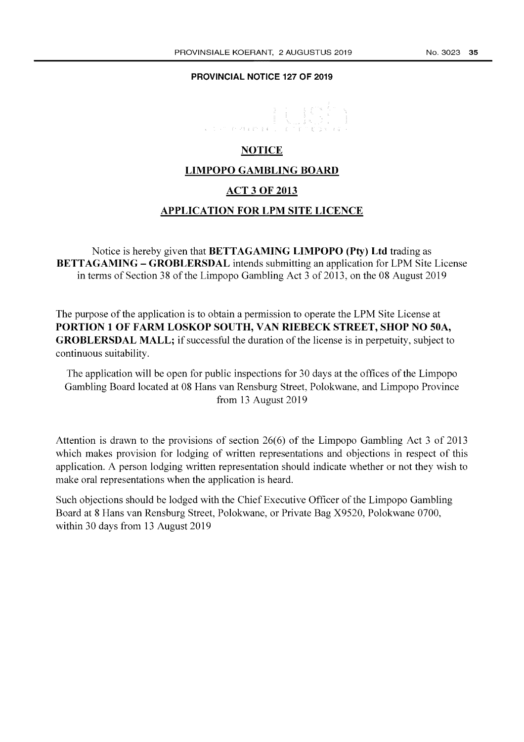**PROVINCIAL NOTICE 127 OF 2019**

## NOTICE

## LIMPOPO GAMBLING BOARD

## ACT 3 OF 2013

## APPLICATION FOR LPM SITE LICENCE

Notice is hereby given that **BETTAGAMING LIMPOPO (Pty) Ltd** trading as **BETTAGAMING – GROBLERSDAL** intends submitting an application for LPM Site License in terms of Section 38 of the Limpopo Gambling Act 3 of 2013, on the 08 August 2019

The purpose of the application is to obtain a permission to operate the LPM Site License at **PORTION 1 OF FARM LOSKOP SOUTH, VAN RIEBECK STREET, SHOP NO 50A, GROBLERSDAL MALL;** if successful the duration of the license is in perpetuity, subject to continuous suitability.

The application will be open for public inspections for 30 days at the offices of the Limpopo Gambling Board located at 08 Hans van Rensburg Street, Polokwane, and Limpopo Province from 13 August 2019

Attention is drawn to the provisions of section 26(6) of the Limpopo Gambling Act 3 of 2013 which makes provision for lodging of written representations and objections in respect of this application. A person lodging written representation should indicate whether or not they wish to make oral representations when the application is heard.

Such objections should be lodged with the Chief Executive Officer of the Limpopo Gambling Board at 8 Hans van Rensburg Street, Polokwane, or Private Bag X9520, Polokwane 0700, within 30 days from 13 August 2019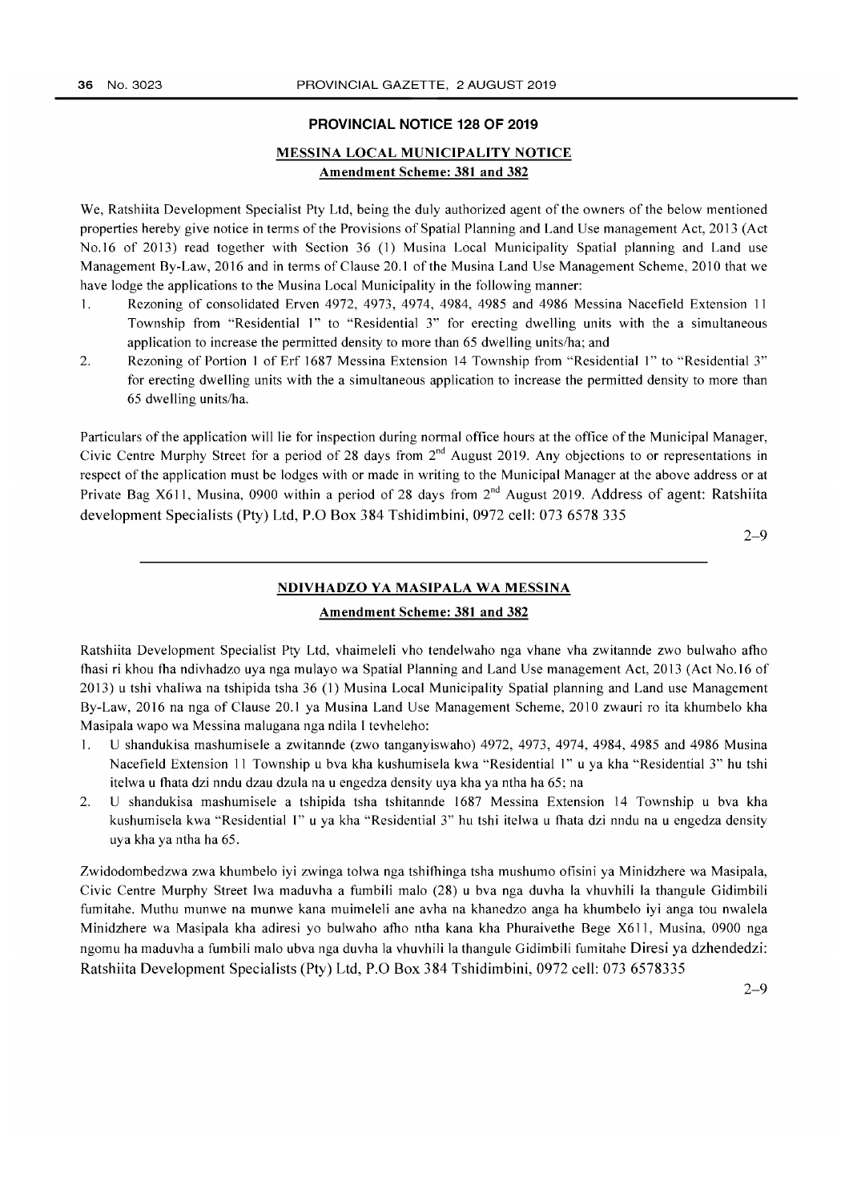## PROVINCIAL NOTICE 128 OF 2019

### MESSINA LOCAL MUNICIPALITY NOTICE

**Amendment Scheme: 381 and 382**

We, Ratshiita Development Specialist Pty Ltd, being the duly authorized agent of the owners of the below mentioned properties hereby give notice in terms of the Provisions of Spatial Planning and Land Use management Act, 2013 (Act No.16 of 2013) read together with Section 36 (1) Musina Local Municipality Spatial planning and Land use Management By-Law, 2016 and in terms of Clause 20.1 of the Musina Land Use Management Scheme, 2010 that we have lodge the applications to the Musina Local Municipality in the following manner:

1. Rezoning of consolidated Erven 4972, 4973, 4974, 4984, 4985 and 4986 Messina Nacefield Extension 11 Township from "Residential 1" to "Residential 3" for erecting dwelling units with the a simultaneous application to increase the permitted density to more than 65 dwelling units/ha; and
2. Rezoning of Portion 1 of Erf 1687 Messina Extension 14 Township from "Residential 1" to "Residential 3" for erecting dwelling units with the a simultaneous application to increase the permitted density to more than 65 dwelling units/ha.

Particulars of the application will lie for inspection during normal office hours at the office of the Municipal Manager, Civic Centre Murphy Street for a period of 28 days from 2nd August 2019. Any objections to or representations in respect of the application must be lodges with or made in writing to the Municipal Manager at the above address or at Private Bag X611, Musina, 0900 within a period of 28 days from 2nd August 2019. Address of agent: Ratshiita development Specialists (Pty) Ltd, P.O Box 384 Tshidimbini, 0972 cell: 073 6578 335

2–9

### NDIVHADZO YA MASIPALA WA MESSINA

**Amendment Scheme: 381 and 382**

Ratshiita Development Specialist Pty Ltd, vhaimeleli vho tendelwaho nga vhane vha zwitannde zwo bulwaho afho fhasi ri khou fha ndivhadzo uya nga mulayo wa Spatial Planning and Land Use management Act, 2013 (Act No.16 of 2013) u tshi vhaliwa na tshipida tsha 36 (1) Musina Local Municipality Spatial planning and Land use Management By-Law, 2016 na nga of Clause 20.1 ya Musina Land Use Management Scheme, 2010 zwauri ro ita khumbelo kha Masipala wapo wa Messina malugana nga ndila I tevheleho:

1. U shandukisa mashumisele a zwitannde (zwo tanganyiswaho) 4972, 4973, 4974, 4984, 4985 and 4986 Musina Nacefield Extension 11 Township u bva kha kushumisela kwa "Residential 1" u ya kha "Residential 3" hu tshi itelwa u fhata dzi nndu dzau dzula na u engedza density uya kha ya ntha ha 65; na
2. U shandukisa mashumisele a tshipida tsha tshitannde 1687 Messina Extension 14 Township u bva kha kushumisela kwa "Residential 1" u ya kha "Residential 3" hu tshi itelwa u fhata dzi nndu na u engedza density uya kha ya ntha ha 65.

Zwidodombedzwa zwa khumbelo iyi zwinga tolwa nga tshifhinga tsha mushumo ofisini ya Minidzhere wa Masipala, Civic Centre Murphy Street lwa maduvha a fumbili malo (28) u bva nga duvha la vhuvhili la thangule Gidimbili fumitahe. Muthu munwe na munwe kana muimeleli ane avha na khanedzo anga ha khumbelo iyi anga tou nwalela Minidzhere wa Masipala kha adiresi yo bulwaho afho ntha kana kha Phuraivethe Bege X611, Musina, 0900 nga ngomu ha maduvha a fumbili malo ubva nga duvha la vhuvhili la thangule Gidimbili fumitahe Diresi ya dzhendedzi: Ratshiita Development Specialists (Pty) Ltd, P.O Box 384 Tshidimbini, 0972 cell: 073 6578335

2–9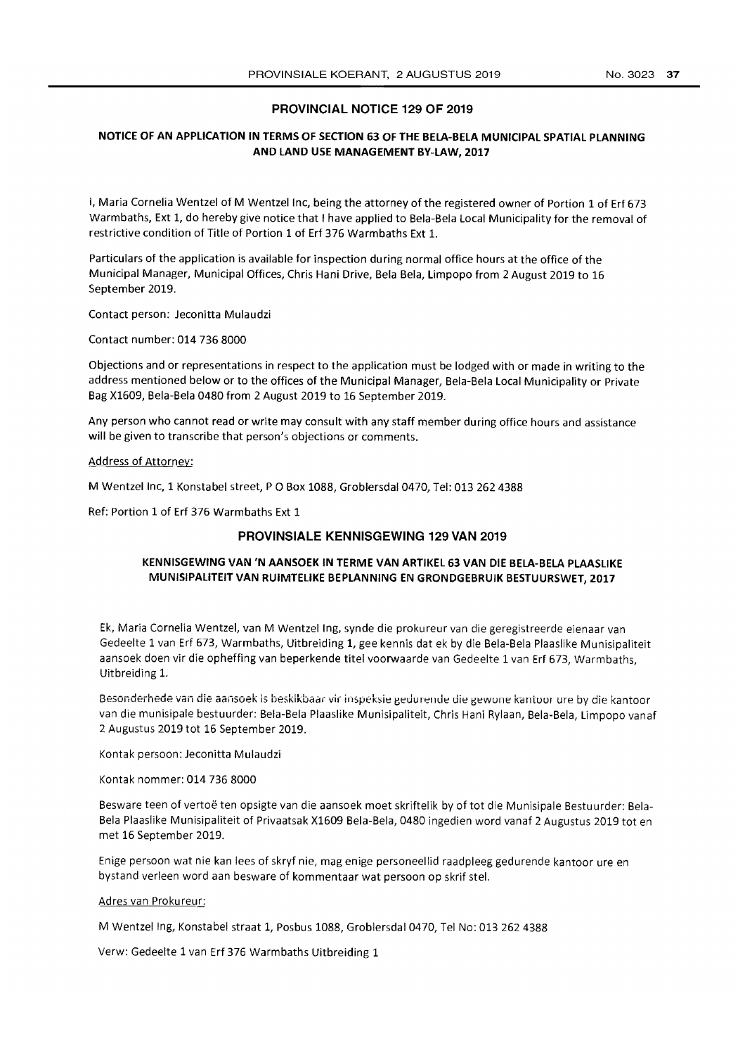## PROVINCIAL NOTICE 129 OF 2019

### NOTICE OF AN APPLICATION IN TERMS OF SECTION 63 OF THE BELA-BELA MUNICIPAL SPATIAL PLANNING AND LAND USE MANAGEMENT BY-LAW, 2017

I, Maria Cornelia Wentzel of M Wentzel Inc, being the attorney of the registered owner of Portion 1 of Erf 673 Warmbaths, Ext 1, do hereby give notice that I have applied to Bela-Bela Local Municipality for the removal of restrictive condition of Title of Portion 1 of Erf 376 Warmbaths Ext 1.

Particulars of the application is available for inspection during normal office hours at the office of the Municipal Manager, Municipal Offices, Chris Hani Drive, Bela Bela, Limpopo from 2 August 2019 to 16 September 2019.

Contact person: Jeconitta Mulaudzi

Contact number: 014 736 8000

Objections and or representations in respect to the application must be lodged with or made in writing to the address mentioned below or to the offices of the Municipal Manager, Bela-Bela Local Municipality or Private Bag X1609, Bela-Bela 0480 from 2 August 2019 to 16 September 2019.

Any person who cannot read or write may consult with any staff member during office hours and assistance will be given to transcribe that person's objections or comments.

Address of Attorney:

M Wentzel Inc, 1 Konstabel street, P O Box 1088, Groblersdal 0470, Tel: 013 262 4388

Ref: Portion 1 of Erf 376 Warmbaths Ext 1

## PROVINSIALE KENNISGEWING 129 VAN 2019

### KENNISGEWING VAN 'N AANSOEK IN TERME VAN ARTIKEL 63 VAN DIE BELA-BELA PLAASLIKE MUNISIPALITEIT VAN RUIMTELIKE BEPLANNING EN GRONDGEBRUIK BESTUURSWET, 2017

Ek, Maria Cornelia Wentzel, van M Wentzel Ing, synde die prokureur van die geregistreerde eienaar van Gedeelte 1 van Erf 673, Warmbaths, Uitbreiding 1, gee kennis dat ek by die Bela-Bela Plaaslike Munisipaliteit aansoek doen vir die opheffing van beperkende titel voorwaarde van Gedeelte 1 van Erf 673, Warmbaths, Uitbreiding 1.

Besonderhede van die aansoek is beskikbaar vir inspeksie gedurende die gewone kantoor ure by die kantoor van die munisipale bestuurder: Bela-Bela Plaaslike Munisipaliteit, Chris Hani Rylaan, Bela-Bela, Limpopo vanaf 2 Augustus 2019 tot 16 September 2019.

Kontak persoon: Jeconitta Mulaudzi

Kontak nommer: 014 736 8000

Besware teen of vertoë ten opsigte van die aansoek moet skriftelik by of tot die Munisipale Bestuurder: Bela-Bela Plaaslike Munisipaliteit of Privaatsak X1609 Bela-Bela, 0480 ingedien word vanaf 2 Augustus 2019 tot en met 16 September 2019.

Enige persoon wat nie kan lees of skryf nie, mag enige personeellid raadpleeg gedurende kantoor ure en bystand verleen word aan besware of kommentaar wat persoon op skrif stel.

Adres van Prokureur:

M Wentzel Ing, Konstabel straat 1, Posbus 1088, Groblersdal 0470, Tel No: 013 262 4388

Verw: Gedeelte 1 van Erf 376 Warmbaths Uitbreiding 1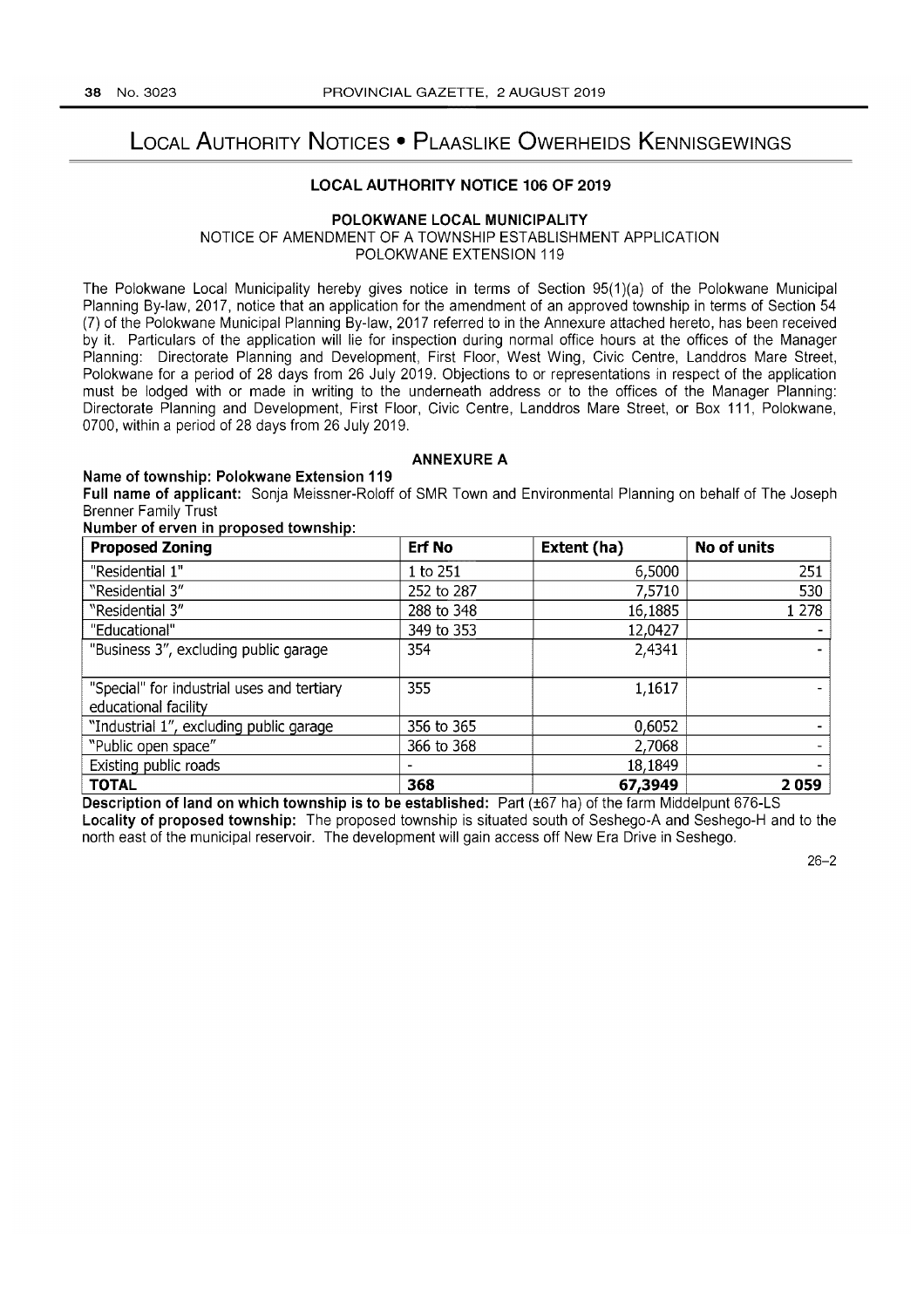# Local Authority Notices • Plaaslike Owerheids Kennisgewings

## LOCAL AUTHORITY NOTICE 106 OF 2019

### POLOKWANE LOCAL MUNICIPALITY

NOTICE OF AMENDMENT OF A TOWNSHIP ESTABLISHMENT APPLICATION
POLOKWANE EXTENSION 119

The Polokwane Local Municipality hereby gives notice in terms of Section 95(1)(a) of the Polokwane Municipal Planning By-law, 2017, notice that an application for the amendment of an approved township in terms of Section 54 (7) of the Polokwane Municipal Planning By-law, 2017 referred to in the Annexure attached hereto, has been received by it. Particulars of the application will lie for inspection during normal office hours at the offices of the Manager Planning: Directorate Planning and Development, First Floor, West Wing, Civic Centre, Landdros Mare Street, Polokwane for a period of 28 days from 26 July 2019. Objections to or representations in respect of the application must be lodged with or made in writing to the underneath address or to the offices of the Manager Planning: Directorate Planning and Development, First Floor, Civic Centre, Landdros Mare Street, or Box 111, Polokwane, 0700, within a period of 28 days from 26 July 2019.

#### ANNEXURE A

**Name of township: Polokwane Extension 119**

**Full name of applicant:** Sonja Meissner-Roloff of SMR Town and Environmental Planning on behalf of The Joseph Brenner Family Trust

**Number of erven in proposed township:**

| Proposed Zoning | Erf No | Extent (ha) | No of units |
|---|---|---|---|
| "Residential 1" | 1 to 251 | 6,5000 | 251 |
| "Residential 3" | 252 to 287 | 7,5710 | 530 |
| "Residential 3" | 288 to 348 | 16,1885 | 1 278 |
| "Educational" | 349 to 353 | 12,0427 | - |
| "Business 3", excluding public garage | 354 | 2,4341 | - |
| "Special" for industrial uses and tertiary educational facility | 355 | 1,1617 | - |
| "Industrial 1", excluding public garage | 356 to 365 | 0,6052 | - |
| "Public open space" | 366 to 368 | 2,7068 | - |
| Existing public roads | - | 18,1849 | - |
| **TOTAL** | **368** | **67,3949** | **2 059** |

**Description of land on which township is to be established:** Part (±67 ha) of the farm Middelpunt 676-LS

**Locality of proposed township:** The proposed township is situated south of Seshego-A and Seshego-H and to the north east of the municipal reservoir. The development will gain access off New Era Drive in Seshego.

26–2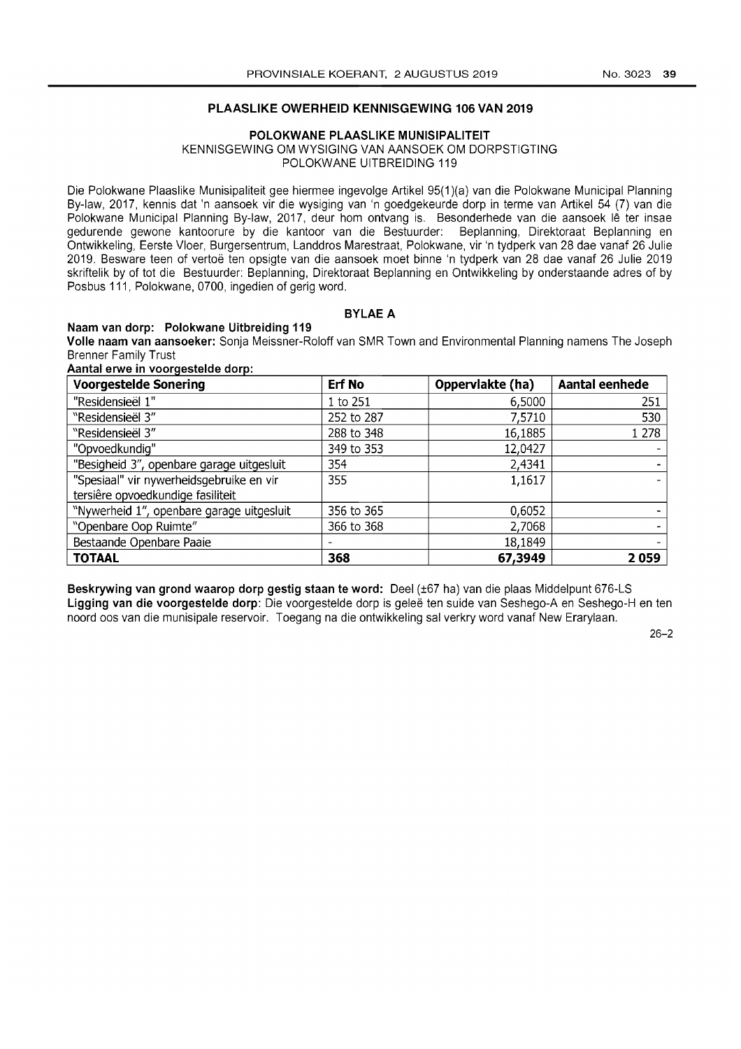## PLAASLIKE OWERHEID KENNISGEWING 106 VAN 2019

### POLOKWANE PLAASLIKE MUNISIPALITEIT

KENNISGEWING OM WYSIGING VAN AANSOEK OM DORPSTIGTING
POLOKWANE UITBREIDING 119

Die Polokwane Plaaslike Munisipaliteit gee hiermee ingevolge Artikel 95(1)(a) van die Polokwane Municipal Planning By-law, 2017, kennis dat 'n aansoek vir die wysiging van 'n goedgekeurde dorp in terme van Artikel 54 (7) van die Polokwane Municipal Planning By-law, 2017, deur hom ontvang is. Besonderhede van die aansoek lê ter insae gedurende gewone kantoorure by die kantoor van die Bestuurder: Beplanning, Direktoraat Beplanning en Ontwikkeling, Eerste Vloer, Burgersentrum, Landdros Marestraat, Polokwane, vir 'n tydperk van 28 dae vanaf 26 Julie 2019. Besware teen of vertoë ten opsigte van die aansoek moet binne 'n tydperk van 28 dae vanaf 26 Julie 2019 skriftelik by of tot die Bestuurder: Beplanning, Direktoraat Beplanning en Ontwikkeling by onderstaande adres of by Posbus 111, Polokwane, 0700, ingedien of gerig word.

### BYLAE A

**Naam van dorp: Polokwane Uitbreiding 119**

**Volle naam van aansoeker:** Sonja Meissner-Roloff van SMR Town and Environmental Planning namens The Joseph Brenner Family Trust

**Aantal erwe in voorgestelde dorp:**

| Voorgestelde Sonering | Erf No | Oppervlakte (ha) | Aantal eenhede |
|---|---|---|---|
| "Residensieël 1" | 1 to 251 | 6,5000 | 251 |
| "Residensieël 3" | 252 to 287 | 7,5710 | 530 |
| "Residensieël 3" | 288 to 348 | 16,1885 | 1 278 |
| "Opvoedkundig" | 349 to 353 | 12,0427 | - |
| "Besigheid 3", openbare garage uitgesluit | 354 | 2,4341 | - |
| "Spesiaal" vir nywerheidsgebruike en vir tersiêre opvoedkundige fasiliteit | 355 | 1,1617 | - |
| "Nywerheid 1", openbare garage uitgesluit | 356 to 365 | 0,6052 | - |
| "Openbare Oop Ruimte" | 366 to 368 | 2,7068 | - |
| Bestaande Openbare Paaie | - | 18,1849 | - |
| **TOTAAL** | **368** | **67,3949** | **2 059** |

**Beskrywing van grond waarop dorp gestig staan te word:** Deel (±67 ha) van die plaas Middelpunt 676-LS

**Ligging van die voorgestelde dorp**: Die voorgestelde dorp is geleë ten suide van Seshego-A en Seshego-H en ten noord oos van die munisipale reservoir. Toegang na die ontwikkeling sal verkry word vanaf New Erarylaan.

26–2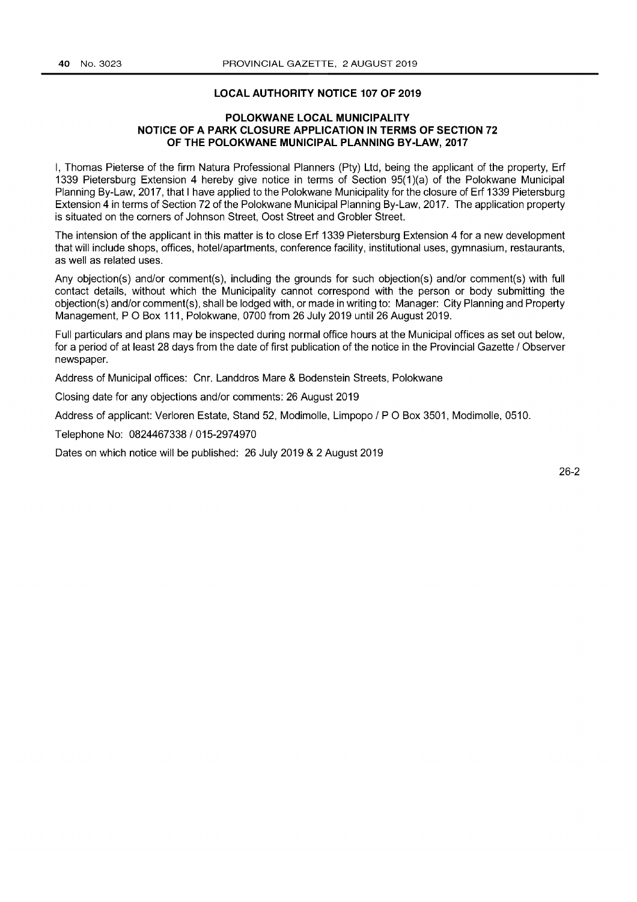## LOCAL AUTHORITY NOTICE 107 OF 2019

### POLOKWANE LOCAL MUNICIPALITY
### NOTICE OF A PARK CLOSURE APPLICATION IN TERMS OF SECTION 72 OF THE POLOKWANE MUNICIPAL PLANNING BY-LAW, 2017

I, Thomas Pieterse of the firm Natura Professional Planners (Pty) Ltd, being the applicant of the property, Erf 1339 Pietersburg Extension 4 hereby give notice in terms of Section 95(1)(a) of the Polokwane Municipal Planning By-Law, 2017, that I have applied to the Polokwane Municipality for the closure of Erf 1339 Pietersburg Extension 4 in terms of Section 72 of the Polokwane Municipal Planning By-Law, 2017. The application property is situated on the corners of Johnson Street, Oost Street and Grobler Street.

The intension of the applicant in this matter is to close Erf 1339 Pietersburg Extension 4 for a new development that will include shops, offices, hotel/apartments, conference facility, institutional uses, gymnasium, restaurants, as well as related uses.

Any objection(s) and/or comment(s), including the grounds for such objection(s) and/or comment(s) with full contact details, without which the Municipality cannot correspond with the person or body submitting the objection(s) and/or comment(s), shall be lodged with, or made in writing to: Manager: City Planning and Property Management, P O Box 111, Polokwane, 0700 from 26 July 2019 until 26 August 2019.

Full particulars and plans may be inspected during normal office hours at the Municipal offices as set out below, for a period of at least 28 days from the date of first publication of the notice in the Provincial Gazette / Observer newspaper.

Address of Municipal offices: Cnr. Landdros Mare & Bodenstein Streets, Polokwane

Closing date for any objections and/or comments: 26 August 2019

Address of applicant: Verloren Estate, Stand 52, Modimolle, Limpopo / P O Box 3501, Modimolle, 0510.

Telephone No: 0824467338 / 015-2974970

Dates on which notice will be published: 26 July 2019 & 2 August 2019

26-2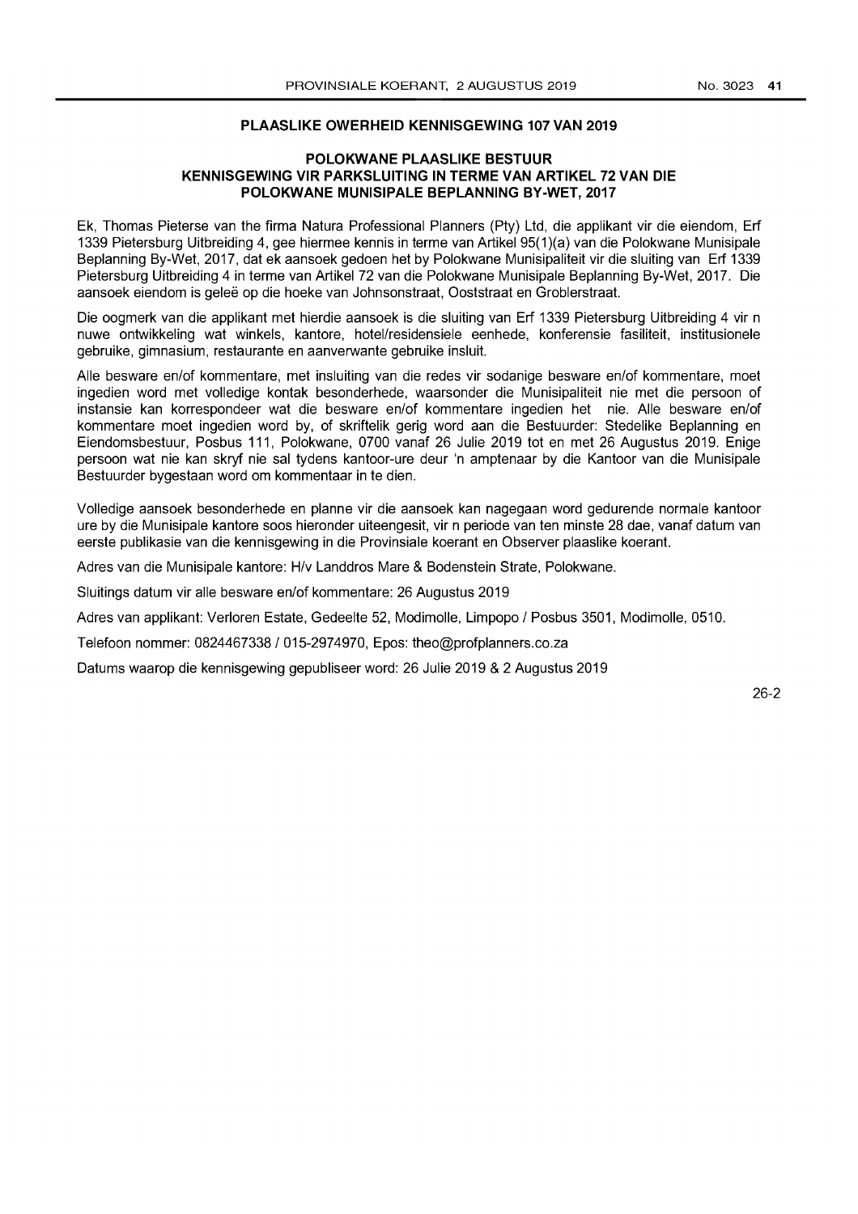## PLAASLIKE OWERHEID KENNISGEWING 107 VAN 2019

### POLOKWANE PLAASLIKE BESTUUR
### KENNISGEWING VIR PARKSLUITING IN TERME VAN ARTIKEL 72 VAN DIE POLOKWANE MUNISIPALE BEPLANNING BY-WET, 2017

Ek, Thomas Pieterse van the firma Natura Professional Planners (Pty) Ltd, die applikant vir die eiendom, Erf 1339 Pietersburg Uitbreiding 4, gee hiermee kennis in terme van Artikel 95(1)(a) van die Polokwane Munisipale Beplanning By-Wet, 2017, dat ek aansoek gedoen het by Polokwane Munisipaliteit vir die sluiting van Erf 1339 Pietersburg Uitbreiding 4 in terme van Artikel 72 van die Polokwane Munisipale Beplanning By-Wet, 2017. Die aansoek eiendom is geleë op die hoeke van Johnsonstraat, Ooststraat en Groblerstraat.

Die oogmerk van die applikant met hierdie aansoek is die sluiting van Erf 1339 Pietersburg Uitbreiding 4 vir n nuwe ontwikkeling wat winkels, kantore, hotel/residensiele eenhede, konferensie fasiliteit, institusionele gebruike, gimnasium, restaurante en aanverwante gebruike insluit.

Alle besware en/of kommentare, met insluiting van die redes vir sodanige besware en/of kommentare, moet ingedien word met volledige kontak besonderhede, waarsonder die Munisipaliteit nie met die persoon of instansie kan korrespondeer wat die besware en/of kommentare ingedien het nie. Alle besware en/of kommentare moet ingedien word by, of skriftelik gerig word aan die Bestuurder: Stedelike Beplanning en Eiendomsbestuur, Posbus 111, Polokwane, 0700 vanaf 26 Julie 2019 tot en met 26 Augustus 2019. Enige persoon wat nie kan skryf nie sal tydens kantoor-ure deur 'n amptenaar by die Kantoor van die Munisipale Bestuurder bygestaan word om kommentaar in te dien.

Volledige aansoek besonderhede en planne vir die aansoek kan nagegaan word gedurende normale kantoor ure by die Munisipale kantore soos hieronder uiteengesit, vir n periode van ten minste 28 dae, vanaf datum van eerste publikasie van die kennisgewing in die Provinsiale koerant en Observer plaaslike koerant.

Adres van die Munisipale kantore: H/v Landdros Mare & Bodenstein Strate, Polokwane.

Sluitings datum vir alle besware en/of kommentare: 26 Augustus 2019

Adres van applikant: Verloren Estate, Gedeelte 52, Modimolle, Limpopo / Posbus 3501, Modimolle, 0510.

Telefoon nommer: 0824467338 / 015-2974970, Epos: theo@profplanners.co.za

Datums waarop die kennisgewing gepubliseer word: 26 Julie 2019 & 2 Augustus 2019

26-2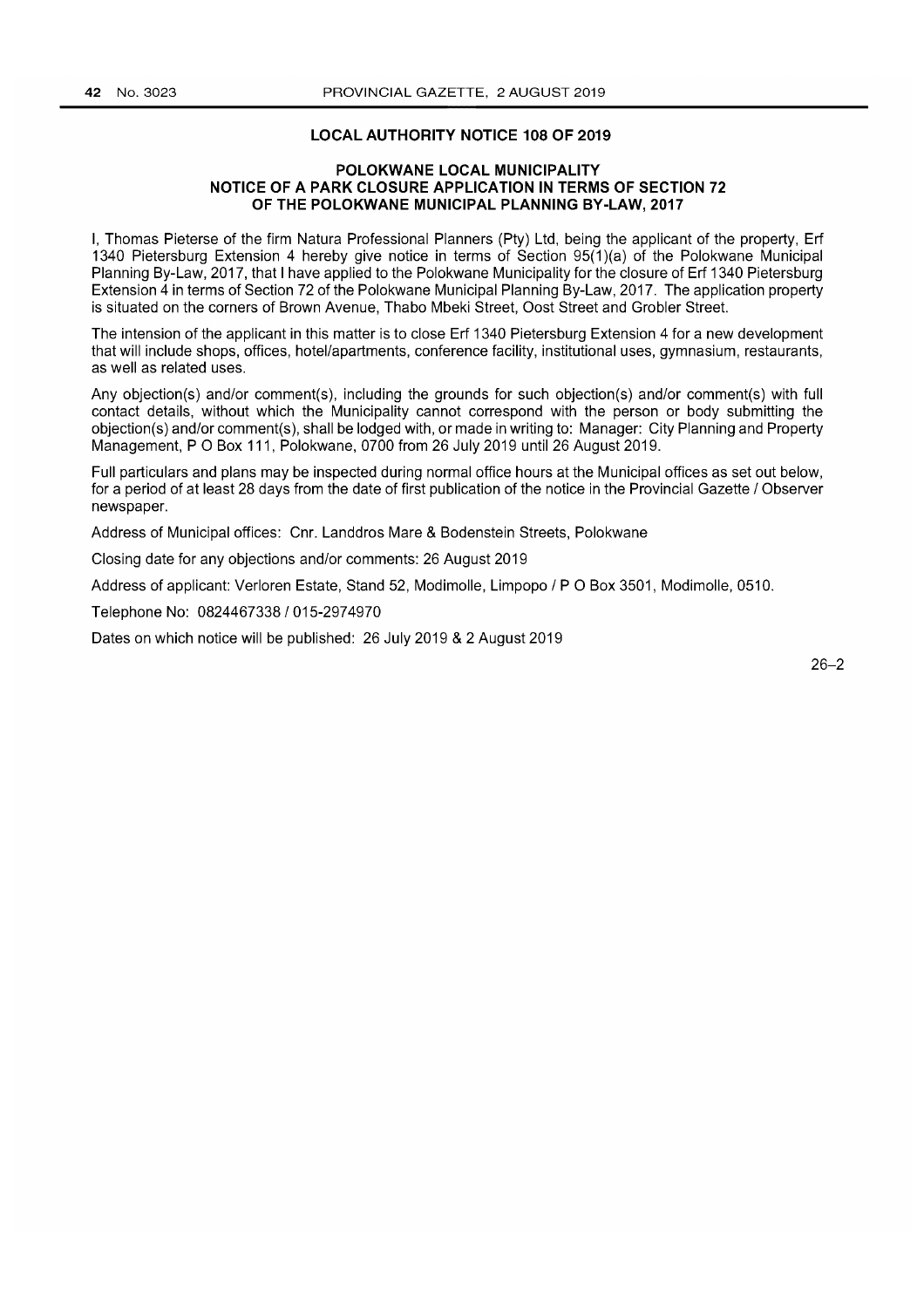## LOCAL AUTHORITY NOTICE 108 OF 2019

### POLOKWANE LOCAL MUNICIPALITY
### NOTICE OF A PARK CLOSURE APPLICATION IN TERMS OF SECTION 72 OF THE POLOKWANE MUNICIPAL PLANNING BY-LAW, 2017

I, Thomas Pieterse of the firm Natura Professional Planners (Pty) Ltd, being the applicant of the property, Erf 1340 Pietersburg Extension 4 hereby give notice in terms of Section 95(1)(a) of the Polokwane Municipal Planning By-Law, 2017, that I have applied to the Polokwane Municipality for the closure of Erf 1340 Pietersburg Extension 4 in terms of Section 72 of the Polokwane Municipal Planning By-Law, 2017. The application property is situated on the corners of Brown Avenue, Thabo Mbeki Street, Oost Street and Grobler Street.

The intension of the applicant in this matter is to close Erf 1340 Pietersburg Extension 4 for a new development that will include shops, offices, hotel/apartments, conference facility, institutional uses, gymnasium, restaurants, as well as related uses.

Any objection(s) and/or comment(s), including the grounds for such objection(s) and/or comment(s) with full contact details, without which the Municipality cannot correspond with the person or body submitting the objection(s) and/or comment(s), shall be lodged with, or made in writing to: Manager: City Planning and Property Management, P O Box 111, Polokwane, 0700 from 26 July 2019 until 26 August 2019.

Full particulars and plans may be inspected during normal office hours at the Municipal offices as set out below, for a period of at least 28 days from the date of first publication of the notice in the Provincial Gazette / Observer newspaper.

Address of Municipal offices: Cnr. Landdros Mare & Bodenstein Streets, Polokwane

Closing date for any objections and/or comments: 26 August 2019

Address of applicant: Verloren Estate, Stand 52, Modimolle, Limpopo / P O Box 3501, Modimolle, 0510.

Telephone No: 0824467338 / 015-2974970

Dates on which notice will be published: 26 July 2019 & 2 August 2019

26–2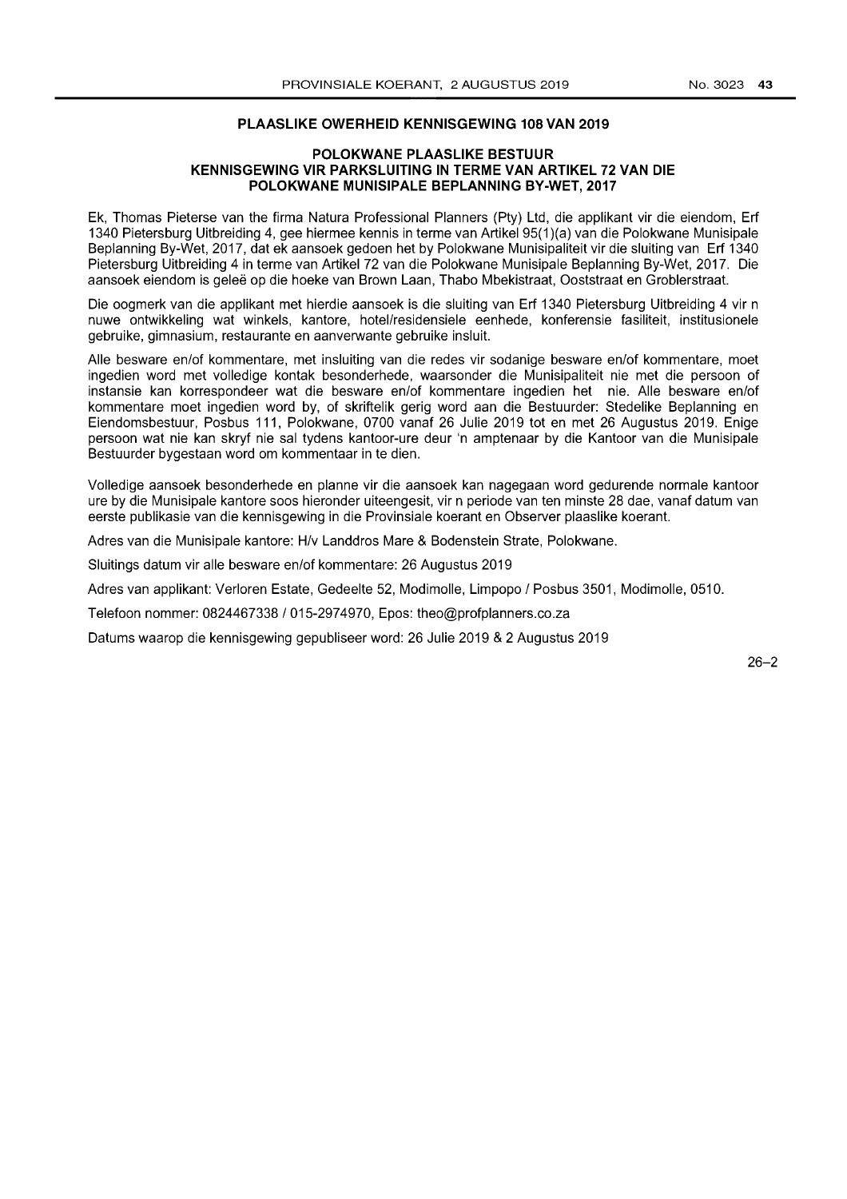## PLAASLIKE OWERHEID KENNISGEWING 108 VAN 2019

### POLOKWANE PLAASLIKE BESTUUR
### KENNISGEWING VIR PARKSLUITING IN TERME VAN ARTIKEL 72 VAN DIE POLOKWANE MUNISIPALE BEPLANNING BY-WET, 2017

Ek, Thomas Pieterse van the firma Natura Professional Planners (Pty) Ltd, die applikant vir die eiendom, Erf 1340 Pietersburg Uitbreiding 4, gee hiermee kennis in terme van Artikel 95(1)(a) van die Polokwane Munisipale Beplanning By-Wet, 2017, dat ek aansoek gedoen het by Polokwane Munisipaliteit vir die sluiting van Erf 1340 Pietersburg Uitbreiding 4 in terme van Artikel 72 van die Polokwane Munisipale Beplanning By-Wet, 2017. Die aansoek eiendom is geleë op die hoeke van Brown Laan, Thabo Mbekistraat, Ooststraat en Groblerstraat.

Die oogmerk van die applikant met hierdie aansoek is die sluiting van Erf 1340 Pietersburg Uitbreiding 4 vir n nuwe ontwikkeling wat winkels, kantore, hotel/residensiele eenhede, konferensie fasiliteit, institusionele gebruike, gimnasium, restaurante en aanverwante gebruike insluit.

Alle besware en/of kommentare, met insluiting van die redes vir sodanige besware en/of kommentare, moet ingedien word met volledige kontak besonderhede, waarsonder die Munisipaliteit nie met die persoon of instansie kan korrespondeer wat die besware en/of kommentare ingedien het nie. Alle besware en/of kommentare moet ingedien word by, of skriftelik gerig word aan die Bestuurder: Stedelike Beplanning en Eiendomsbestuur, Posbus 111, Polokwane, 0700 vanaf 26 Julie 2019 tot en met 26 Augustus 2019. Enige persoon wat nie kan skryf nie sal tydens kantoor-ure deur 'n amptenaar by die Kantoor van die Munisipale Bestuurder bygestaan word om kommentaar in te dien.

Volledige aansoek besonderhede en planne vir die aansoek kan nagegaan word gedurende normale kantoor ure by die Munisipale kantore soos hieronder uiteengesit, vir n periode van ten minste 28 dae, vanaf datum van eerste publikasie van die kennisgewing in die Provinsiale koerant en Observer plaaslike koerant.

Adres van die Munisipale kantore: H/v Landdros Mare & Bodenstein Strate, Polokwane.

Sluitings datum vir alle besware en/of kommentare: 26 Augustus 2019

Adres van applikant: Verloren Estate, Gedeelte 52, Modimolle, Limpopo / Posbus 3501, Modimolle, 0510.

Telefoon nommer: 0824467338 / 015-2974970, Epos: theo@profplanners.co.za

Datums waarop die kennisgewing gepubliseer word: 26 Julie 2019 & 2 Augustus 2019

26–2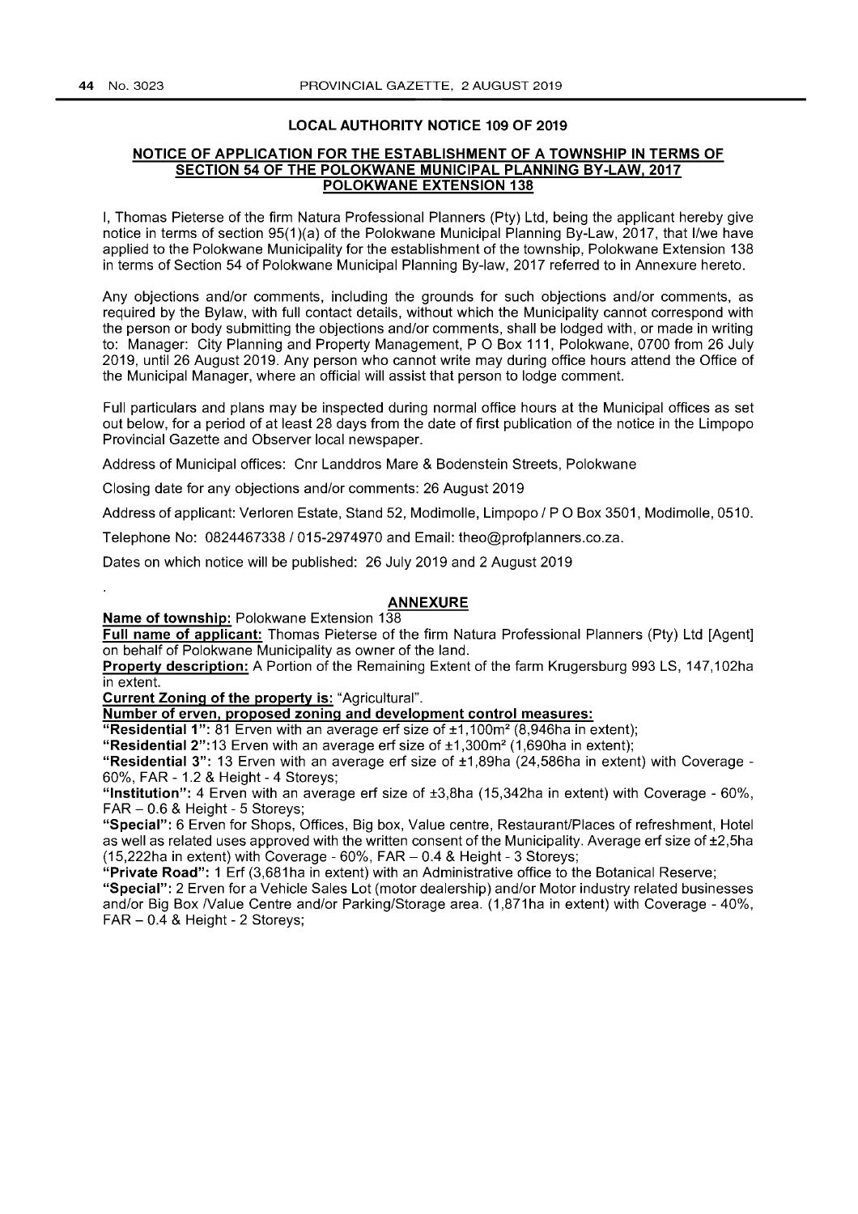## LOCAL AUTHORITY NOTICE 109 OF 2019

### NOTICE OF APPLICATION FOR THE ESTABLISHMENT OF A TOWNSHIP IN TERMS OF SECTION 54 OF THE POLOKWANE MUNICIPAL PLANNING BY-LAW, 2017 POLOKWANE EXTENSION 138

I, Thomas Pieterse of the firm Natura Professional Planners (Pty) Ltd, being the applicant hereby give notice in terms of section 95(1)(a) of the Polokwane Municipal Planning By-Law, 2017, that I/we have applied to the Polokwane Municipality for the establishment of the township, Polokwane Extension 138 in terms of Section 54 of Polokwane Municipal Planning By-law, 2017 referred to in Annexure hereto.

Any objections and/or comments, including the grounds for such objections and/or comments, as required by the Bylaw, with full contact details, without which the Municipality cannot correspond with the person or body submitting the objections and/or comments, shall be lodged with, or made in writing to: Manager: City Planning and Property Management, P O Box 111, Polokwane, 0700 from 26 July 2019, until 26 August 2019. Any person who cannot write may during office hours attend the Office of the Municipal Manager, where an official will assist that person to lodge comment.

Full particulars and plans may be inspected during normal office hours at the Municipal offices as set out below, for a period of at least 28 days from the date of first publication of the notice in the Limpopo Provincial Gazette and Observer local newspaper.

Address of Municipal offices: Cnr Landdros Mare & Bodenstein Streets, Polokwane

Closing date for any objections and/or comments: 26 August 2019

Address of applicant: Verloren Estate, Stand 52, Modimolle, Limpopo / P O Box 3501, Modimolle, 0510.

Telephone No: 0824467338 / 015-2974970 and Email: theo@profplanners.co.za.

Dates on which notice will be published: 26 July 2019 and 2 August 2019

### ANNEXURE

**Name of township:** Polokwane Extension 138

**Full name of applicant:** Thomas Pieterse of the firm Natura Professional Planners (Pty) Ltd [Agent] on behalf of Polokwane Municipality as owner of the land.

**Property description:** A Portion of the Remaining Extent of the farm Krugersburg 993 LS, 147,102ha in extent.

**Current Zoning of the property is:** "Agricultural".

**Number of erven, proposed zoning and development control measures:**

**"Residential 1":** 81 Erven with an average erf size of ±1,100m² (8,946ha in extent);

**"Residential 2":** 13 Erven with an average erf size of ±1,300m² (1,690ha in extent);

**"Residential 3":** 13 Erven with an average erf size of ±1,89ha (24,586ha in extent) with Coverage - 60%, FAR - 1.2 & Height - 4 Storeys;

**"Institution":** 4 Erven with an average erf size of ±3,8ha (15,342ha in extent) with Coverage - 60%, FAR – 0.6 & Height - 5 Storeys;

**"Special":** 6 Erven for Shops, Offices, Big box, Value centre, Restaurant/Places of refreshment, Hotel as well as related uses approved with the written consent of the Municipality. Average erf size of ±2,5ha (15,222ha in extent) with Coverage - 60%, FAR – 0.4 & Height - 3 Storeys;

**"Private Road":** 1 Erf (3,681ha in extent) with an Administrative office to the Botanical Reserve;

**"Special":** 2 Erven for a Vehicle Sales Lot (motor dealership) and/or Motor industry related businesses and/or Big Box /Value Centre and/or Parking/Storage area. (1,871ha in extent) with Coverage - 40%, FAR – 0.4 & Height - 2 Storeys;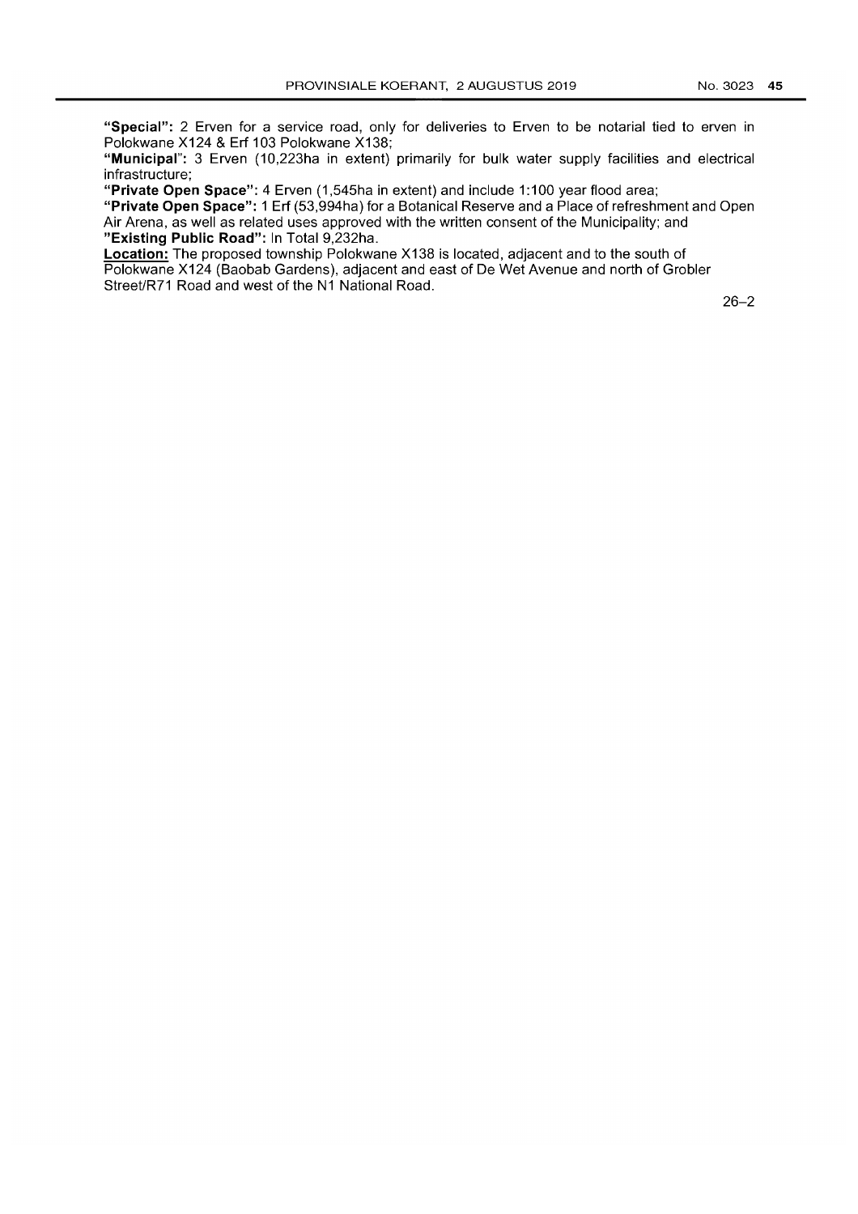**"Special":** 2 Erven for a service road, only for deliveries to Erven to be notarial tied to erven in Polokwane X124 & Erf 103 Polokwane X138;

**"Municipal":** 3 Erven (10,223ha in extent) primarily for bulk water supply facilities and electrical infrastructure;

**"Private Open Space":** 4 Erven (1,545ha in extent) and include 1:100 year flood area;

**"Private Open Space":** 1 Erf (53,994ha) for a Botanical Reserve and a Place of refreshment and Open Air Arena, as well as related uses approved with the written consent of the Municipality; and

**"Existing Public Road":** In Total 9,232ha.

**Location:** The proposed township Polokwane X138 is located, adjacent and to the south of Polokwane X124 (Baobab Gardens), adjacent and east of De Wet Avenue and north of Grobler Street/R71 Road and west of the N1 National Road.

26–2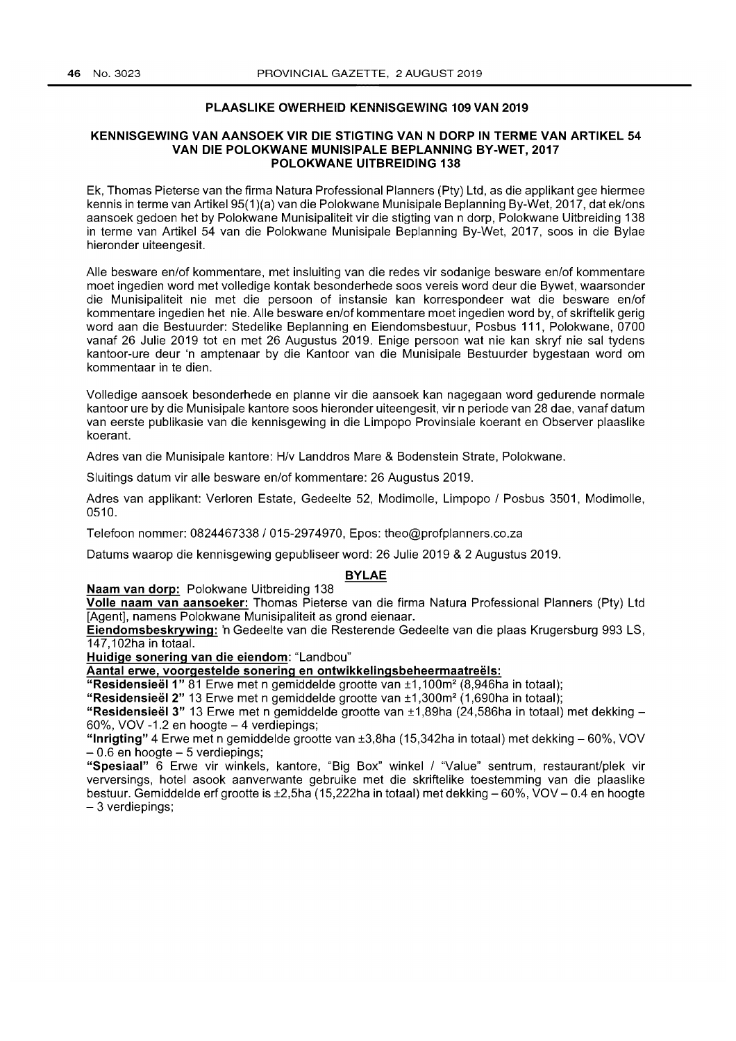## PLAASLIKE OWERHEID KENNISGEWING 109 VAN 2019

### KENNISGEWING VAN AANSOEK VIR DIE STIGTING VAN N DORP IN TERME VAN ARTIKEL 54 VAN DIE POLOKWANE MUNISIPALE BEPLANNING BY-WET, 2017 POLOKWANE UITBREIDING 138

Ek, Thomas Pieterse van the firma Natura Professional Planners (Pty) Ltd, as die applikant gee hiermee kennis in terme van Artikel 95(1)(a) van die Polokwane Munisipale Beplanning By-Wet, 2017, dat ek/ons aansoek gedoen het by Polokwane Munisipaliteit vir die stigting van n dorp, Polokwane Uitbreiding 138 in terme van Artikel 54 van die Polokwane Munisipale Beplanning By-Wet, 2017, soos in die Bylae hieronder uiteengesit.

Alle besware en/of kommentare, met insluiting van die redes vir sodanige besware en/of kommentare moet ingedien word met volledige kontak besonderhede soos vereis word deur die Bywet, waarsonder die Munisipaliteit nie met die persoon of instansie kan korrespondeer wat die besware en/of kommentare ingedien het nie. Alle besware en/of kommentare moet ingedien word by, of skriftelik gerig word aan die Bestuurder: Stedelike Beplanning en Eiendomsbestuur, Posbus 111, Polokwane, 0700 vanaf 26 Julie 2019 tot en met 26 Augustus 2019. Enige persoon wat nie kan skryf nie sal tydens kantoor-ure deur 'n amptenaar by die Kantoor van die Munisipale Bestuurder bygestaan word om kommentaar in te dien.

Volledige aansoek besonderhede en planne vir die aansoek kan nagegaan word gedurende normale kantoor ure by die Munisipale kantore soos hieronder uiteengesit, vir n periode van 28 dae, vanaf datum van eerste publikasie van die kennisgewing in die Limpopo Provinsiale koerant en Observer plaaslike koerant.

Adres van die Munisipale kantore: H/v Landdros Mare & Bodenstein Strate, Polokwane.

Sluitings datum vir alle besware en/of kommentare: 26 Augustus 2019.

Adres van applikant: Verloren Estate, Gedeelte 52, Modimolle, Limpopo / Posbus 3501, Modimolle, 0510.

Telefoon nommer: 0824467338 / 015-2974970, Epos: theo@profplanners.co.za

Datums waarop die kennisgewing gepubliseer word: 26 Julie 2019 & 2 Augustus 2019.

**BYLAE**

**Naam van dorp:** Polokwane Uitbreiding 138

**Volle naam van aansoeker:** Thomas Pieterse van die firma Natura Professional Planners (Pty) Ltd [Agent], namens Polokwane Munisipaliteit as grond eienaar.

**Eiendomsbeskrywing:** 'n Gedeelte van die Resterende Gedeelte van die plaas Krugersburg 993 LS, 147,102ha in totaal.

**Huidige sonering van die eiendom**: "Landbou"

**Aantal erwe, voorgestelde sonering en ontwikkelingsbeheermaatreëls:**

**"Residensieël 1"** 81 Erwe met n gemiddelde grootte van ±1,100m² (8,946ha in totaal);

**"Residensieël 2"** 13 Erwe met n gemiddelde grootte van ±1,300m² (1,690ha in totaal);

**"Residensieël 3"** 13 Erwe met n gemiddelde grootte van ±1,89ha (24,586ha in totaal) met dekking – 60%, VOV -1.2 en hoogte – 4 verdiepings;

**"Inrigting"** 4 Erwe met n gemiddelde grootte van ±3,8ha (15,342ha in totaal) met dekking – 60%, VOV – 0.6 en hoogte – 5 verdiepings;

**"Spesiaal"** 6 Erwe vir winkels, kantore, "Big Box" winkel / "Value" sentrum, restaurant/plek vir verversings, hotel asook aanverwante gebruike met die skriftelike toestemming van die plaaslike bestuur. Gemiddelde erf grootte is ±2,5ha (15,222ha in totaal) met dekking – 60%, VOV – 0.4 en hoogte – 3 verdiepings;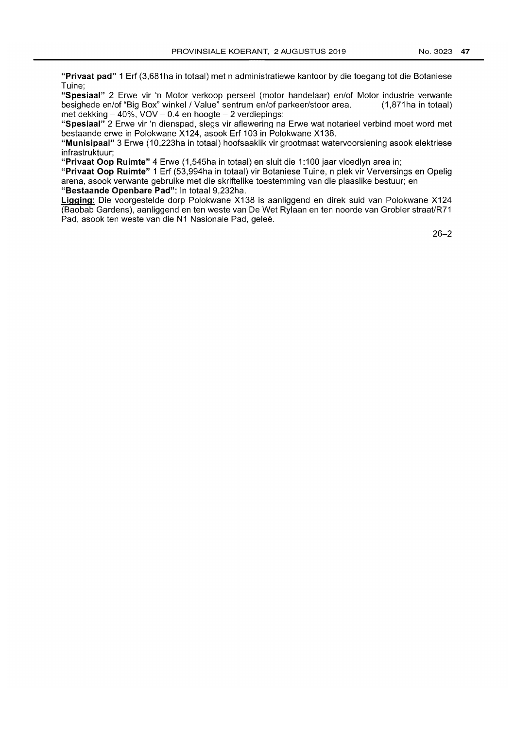**"Privaat pad"** 1 Erf (3,681ha in totaal) met n administratiewe kantoor by die toegang tot die Botaniese Tuine;

**"Spesiaal"** 2 Erwe vir 'n Motor verkoop perseel (motor handelaar) en/of Motor industrie verwante besighede en/of "Big Box" winkel / Value" sentrum en/of parkeer/stoor area. (1,871ha in totaal) met dekking – 40%, VOV – 0.4 en hoogte – 2 verdiepings;

**"Spesiaal"** 2 Erwe vir 'n dienspad, slegs vir aflewering na Erwe wat notarieel verbind moet word met bestaande erwe in Polokwane X124, asook Erf 103 in Polokwane X138.

**"Munisipaal"** 3 Erwe (10,223ha in totaal) hoofsaaklik vir grootmaat watervoorsiening asook elektriese infrastruktuur;

**"Privaat Oop Ruimte"** 4 Erwe (1,545ha in totaal) en sluit die 1:100 jaar vloedlyn area in;

**"Privaat Oop Ruimte"** 1 Erf (53,994ha in totaal) vir Botaniese Tuine, n plek vir Verversings en Opelig arena, asook verwante gebruike met die skriftelike toestemming van die plaaslike bestuur; en

**"Bestaande Openbare Pad"**: In totaal 9,232ha.

**Ligging**: Die voorgestelde dorp Polokwane X138 is aanliggend en direk suid van Polokwane X124 (Baobab Gardens), aanliggend en ten weste van De Wet Rylaan en ten noorde van Grobler straat/R71 Pad, asook ten weste van die N1 Nasionale Pad, geleë.

26–2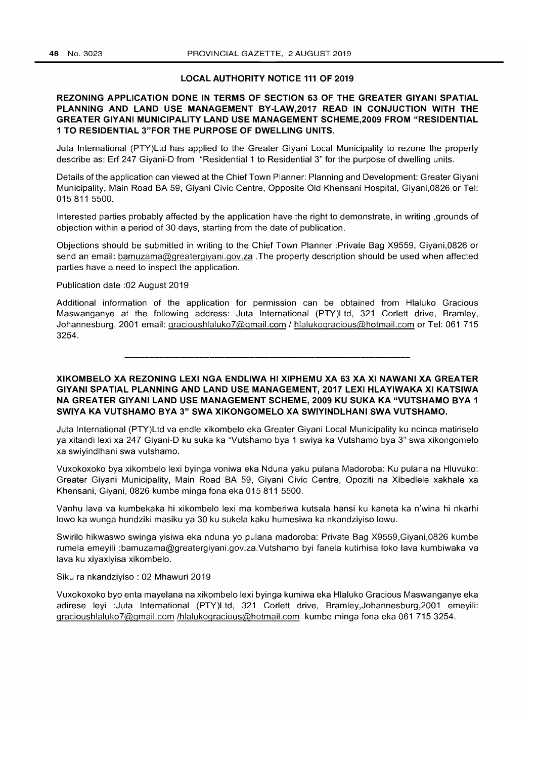## LOCAL AUTHORITY NOTICE 111 OF 2019

**REZONING APPLICATION DONE IN TERMS OF SECTION 63 OF THE GREATER GIYANI SPATIAL PLANNING AND LAND USE MANAGEMENT BY-LAW,2017 READ IN CONJUCTION WITH THE GREATER GIYANI MUNICIPALITY LAND USE MANAGEMENT SCHEME,2009 FROM "RESIDENTIAL 1 TO RESIDENTIAL 3"FOR THE PURPOSE OF DWELLING UNITS.**

Juta International (PTY)Ltd has applied to the Greater Giyani Local Municipality to rezone the property describe as: Erf 247 Giyani-D from "Residential 1 to Residential 3" for the purpose of dwelling units.

Details of the application can viewed at the Chief Town Planner: Planning and Development: Greater Giyani Municipality, Main Road BA 59, Giyani Civic Centre, Opposite Old Khensani Hospital, Giyani,0826 or Tel: 015 811 5500.

Interested parties probably affected by the application have the right to demonstrate, in writing ,grounds of objection within a period of 30 days, starting from the date of publication.

Objections should be submitted in writing to the Chief Town Planner :Private Bag X9559, Giyani,0826 or send an email: bamuzama@greatergiyani.gov.za .The property description should be used when affected parties have a need to inspect the application.

Publication date :02 August 2019

Additional information of the application for permission can be obtained from Hlaluko Gracious Maswanganye at the following address: Juta International (PTY)Ltd, 321 Corlett drive, Bramley, Johannesburg, 2001 email: gracioushlaluko7@gmail.com / hlalukogracious@hotmail.com or Tel: 061 715 3254.

---

**XIKOMBELO XA REZONING LEXI NGA ENDLIWA HI XIPHEMU XA 63 XA XI NAWANI XA GREATER GIYANI SPATIAL PLANNING AND LAND USE MANAGEMENT, 2017 LEXI HLAYIWAKA XI KATSIWA NA GREATER GIYANI LAND USE MANAGEMENT SCHEME, 2009 KU SUKA KA "VUTSHAMO BYA 1 SWIYA KA VUTSHAMO BYA 3" SWA XIKONGOMELO XA SWIYINDLHANI SWA VUTSHAMO.**

Juta International (PTY)Ltd va endle xikombelo eka Greater Giyani Local Municipality ku ncinca matiriselo ya xitandi lexi xa 247 Giyani-D ku suka ka "Vutshamo bya 1 swiya ka Vutshamo bya 3" swa xikongomelo xa swiyindlhani swa vutshamo.

Vuxokoxoko bya xikombelo lexi byinga voniwa eka Nduna yaku pulana Madoroba: Ku pulana na Hluvuko: Greater Giyani Municipality, Main Road BA 59, Giyani Civic Centre, Opoziti na Xibedlele xakhale xa Khensani, Giyani, 0826 kumbe minga fona eka 015 811 5500.

Vanhu lava va kumbekaka hi xikombelo lexi ma komberiwa kutsala hansi ku kaneta ka n'wina hi nkarhi lowo ka wunga hundziki masiku ya 30 ku sukela kaku humesiwa ka nkandziyiso lowu.

Swirilo hikwaswo swinga yisiwa eka nduna yo pulana madoroba: Private Bag X9559,Giyani,0826 kumbe rumela emeyili :bamuzama@greatergiyani.gov.za.Vutshamo byi fanela kutirhisa loko lava kumbiwaka va lava ku xiyaxiyisa xikombelo.

Siku ra nkandziyiso : 02 Mhawuri 2019

Vuxokoxoko byo enta mayelana na xikombelo lexi byinga kumiwa eka Hlaluko Gracious Maswanganye eka adirese leyi :Juta International (PTY)Ltd, 321 Corlett drive, Bramley,Johannesburg,2001 emeyili: gracioushlaluko7@gmail.com /hlalukogracious@hotmail.com kumbe minga fona eka 061 715 3254.